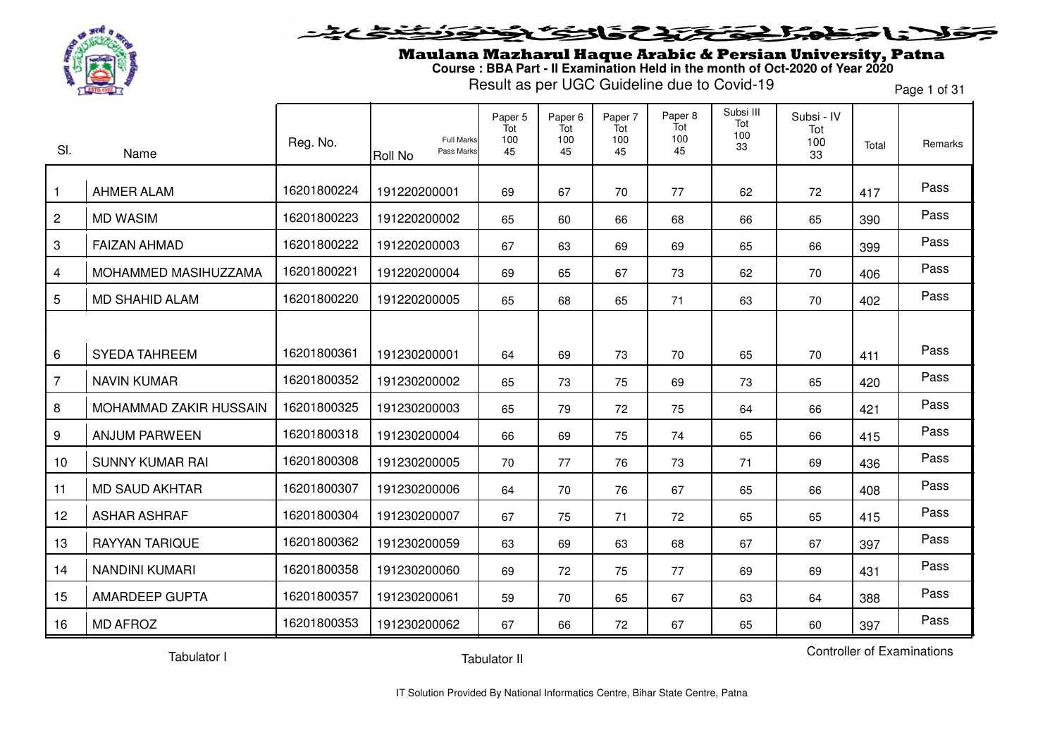# Maulana Mazharul Haque Arabic & Persian University, Patna

**Course : BBA Part - II Examination Held in the month of Oct-2020 of Year 2020**

Result as per UGC Guideline due to Covid-19

| Sl. | Name | Reg. No. | Roll No (Full Marks / Pass Marks) | Paper 5 Tot 100 45 | Paper 6 Tot 100 45 | Paper 7 Tot 100 45 | Paper 8 Tot 100 45 | Subsi III Tot 100 33 | Subsi - IV Tot 100 33 | Total | Remarks |
|---|---|---|---|---|---|---|---|---|---|---|---|
| 1 | AHMER ALAM | 16201800224 | 191220200001 | 69 | 67 | 70 | 77 | 62 | 72 | 417 | Pass |
| 2 | MD WASIM | 16201800223 | 191220200002 | 65 | 60 | 66 | 68 | 66 | 65 | 390 | Pass |
| 3 | FAIZAN AHMAD | 16201800222 | 191220200003 | 67 | 63 | 69 | 69 | 65 | 66 | 399 | Pass |
| 4 | MOHAMMED MASIHUZZAMA | 16201800221 | 191220200004 | 69 | 65 | 67 | 73 | 62 | 70 | 406 | Pass |
| 5 | MD SHAHID ALAM | 16201800220 | 191220200005 | 65 | 68 | 65 | 71 | 63 | 70 | 402 | Pass |
| 6 | SYEDA TAHREEM | 16201800361 | 191230200001 | 64 | 69 | 73 | 70 | 65 | 70 | 411 | Pass |
| 7 | NAVIN KUMAR | 16201800352 | 191230200002 | 65 | 73 | 75 | 69 | 73 | 65 | 420 | Pass |
| 8 | MOHAMMAD ZAKIR HUSSAIN | 16201800325 | 191230200003 | 65 | 79 | 72 | 75 | 64 | 66 | 421 | Pass |
| 9 | ANJUM PARWEEN | 16201800318 | 191230200004 | 66 | 69 | 75 | 74 | 65 | 66 | 415 | Pass |
| 10 | SUNNY KUMAR RAI | 16201800308 | 191230200005 | 70 | 77 | 76 | 73 | 71 | 69 | 436 | Pass |
| 11 | MD SAUD AKHTAR | 16201800307 | 191230200006 | 64 | 70 | 76 | 67 | 65 | 66 | 408 | Pass |
| 12 | ASHAR ASHRAF | 16201800304 | 191230200007 | 67 | 75 | 71 | 72 | 65 | 65 | 415 | Pass |
| 13 | RAYYAN TARIQUE | 16201800362 | 191230200059 | 63 | 69 | 63 | 68 | 67 | 67 | 397 | Pass |
| 14 | NANDINI KUMARI | 16201800358 | 191230200060 | 69 | 72 | 75 | 77 | 69 | 69 | 431 | Pass |
| 15 | AMARDEEP GUPTA | 16201800357 | 191230200061 | 59 | 70 | 65 | 67 | 63 | 64 | 388 | Pass |
| 16 | MD AFROZ | 16201800353 | 191230200062 | 67 | 66 | 72 | 67 | 65 | 60 | 397 | Pass |

Tabulator I    Tabulator II    Controller of Examinations

IT Solution Provided By National Informatics Centre, Bihar State Centre, Patna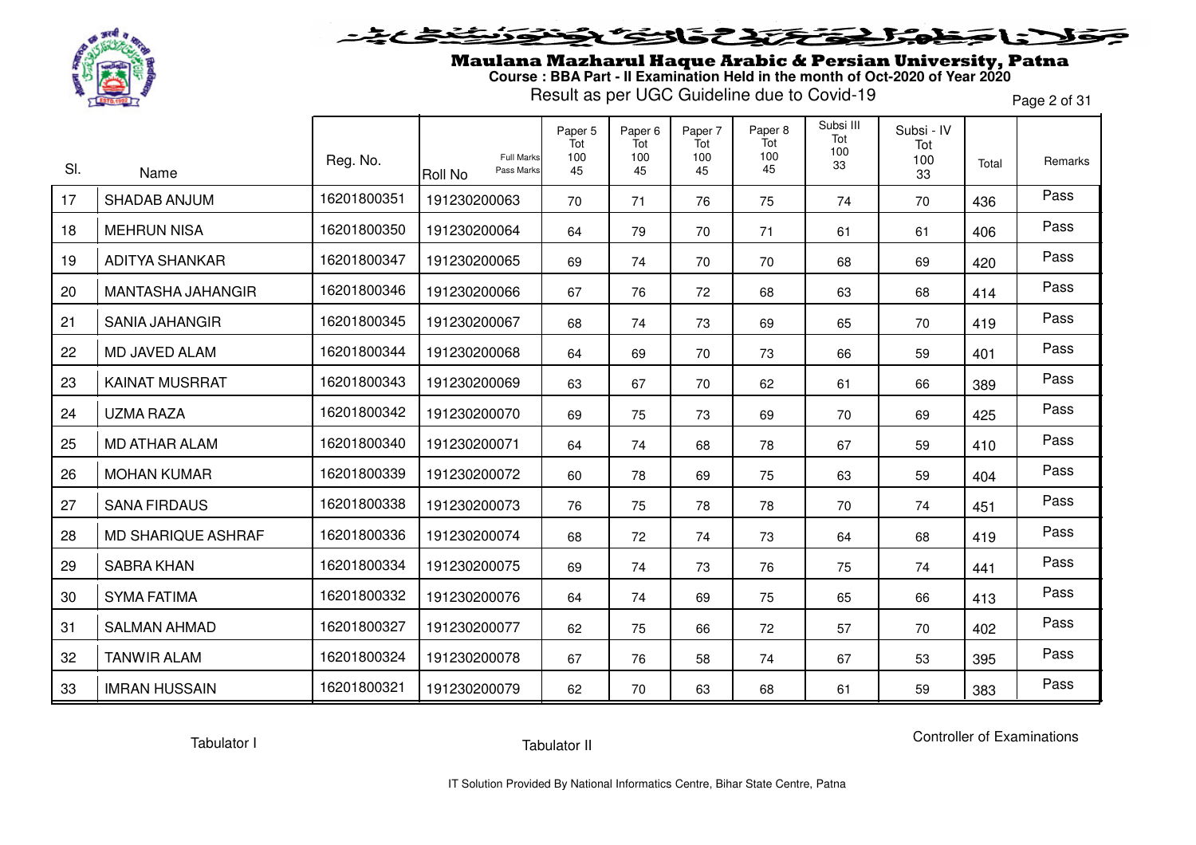# Maulana Mazharul Haque Arabic & Persian University, Patna

**Course : BBA Part - II Examination Held in the month of Oct-2020 of Year 2020**

Result as per UGC Guideline due to Covid-19

| Sl. | Name | Reg. No. | Roll No (Full Marks / Pass Marks) | Paper 5 Tot 100 45 | Paper 6 Tot 100 45 | Paper 7 Tot 100 45 | Paper 8 Tot 100 45 | Subsi III Tot 100 33 | Subsi - IV Tot 100 33 | Total | Remarks |
|---|---|---|---|---|---|---|---|---|---|---|---|
| 17 | SHADAB ANJUM | 16201800351 | 191230200063 | 70 | 71 | 76 | 75 | 74 | 70 | 436 | Pass |
| 18 | MEHRUN NISA | 16201800350 | 191230200064 | 64 | 79 | 70 | 71 | 61 | 61 | 406 | Pass |
| 19 | ADITYA SHANKAR | 16201800347 | 191230200065 | 69 | 74 | 70 | 70 | 68 | 69 | 420 | Pass |
| 20 | MANTASHA JAHANGIR | 16201800346 | 191230200066 | 67 | 76 | 72 | 68 | 63 | 68 | 414 | Pass |
| 21 | SANIA JAHANGIR | 16201800345 | 191230200067 | 68 | 74 | 73 | 69 | 65 | 70 | 419 | Pass |
| 22 | MD JAVED ALAM | 16201800344 | 191230200068 | 64 | 69 | 70 | 73 | 66 | 59 | 401 | Pass |
| 23 | KAINAT MUSRRAT | 16201800343 | 191230200069 | 63 | 67 | 70 | 62 | 61 | 66 | 389 | Pass |
| 24 | UZMA RAZA | 16201800342 | 191230200070 | 69 | 75 | 73 | 69 | 70 | 69 | 425 | Pass |
| 25 | MD ATHAR ALAM | 16201800340 | 191230200071 | 64 | 74 | 68 | 78 | 67 | 59 | 410 | Pass |
| 26 | MOHAN KUMAR | 16201800339 | 191230200072 | 60 | 78 | 69 | 75 | 63 | 59 | 404 | Pass |
| 27 | SANA FIRDAUS | 16201800338 | 191230200073 | 76 | 75 | 78 | 78 | 70 | 74 | 451 | Pass |
| 28 | MD SHARIQUE ASHRAF | 16201800336 | 191230200074 | 68 | 72 | 74 | 73 | 64 | 68 | 419 | Pass |
| 29 | SABRA KHAN | 16201800334 | 191230200075 | 69 | 74 | 73 | 76 | 75 | 74 | 441 | Pass |
| 30 | SYMA FATIMA | 16201800332 | 191230200076 | 64 | 74 | 69 | 75 | 65 | 66 | 413 | Pass |
| 31 | SALMAN AHMAD | 16201800327 | 191230200077 | 62 | 75 | 66 | 72 | 57 | 70 | 402 | Pass |
| 32 | TANWIR ALAM | 16201800324 | 191230200078 | 67 | 76 | 58 | 74 | 67 | 53 | 395 | Pass |
| 33 | IMRAN HUSSAIN | 16201800321 | 191230200079 | 62 | 70 | 63 | 68 | 61 | 59 | 383 | Pass |

Tabulator I

Tabulator II

Controller of Examinations

IT Solution Provided By National Informatics Centre, Bihar State Centre, Patna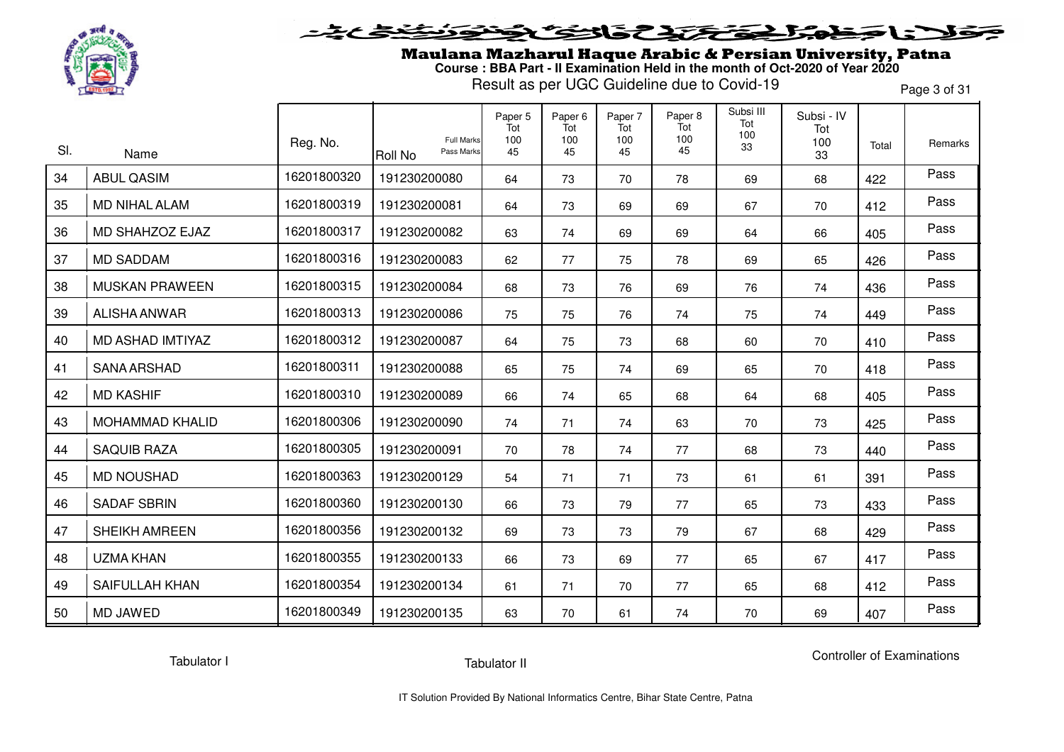# Maulana Mazharul Haque Arabic & Persian University, Patna

**Course : BBA Part - II Examination Held in the month of Oct-2020 of Year 2020**

Result as per UGC Guideline due to Covid-19

| Sl. | Name | Reg. No. | Roll No (Full Marks / Pass Marks) | Paper 5 Tot 100 45 | Paper 6 Tot 100 45 | Paper 7 Tot 100 45 | Paper 8 Tot 100 45 | Subsi III Tot 100 33 | Subsi - IV Tot 100 33 | Total | Remarks |
|---|---|---|---|---|---|---|---|---|---|---|---|
| 34 | ABUL QASIM | 16201800320 | 191230200080 | 64 | 73 | 70 | 78 | 69 | 68 | 422 | Pass |
| 35 | MD NIHAL ALAM | 16201800319 | 191230200081 | 64 | 73 | 69 | 69 | 67 | 70 | 412 | Pass |
| 36 | MD SHAHZOZ EJAZ | 16201800317 | 191230200082 | 63 | 74 | 69 | 69 | 64 | 66 | 405 | Pass |
| 37 | MD SADDAM | 16201800316 | 191230200083 | 62 | 77 | 75 | 78 | 69 | 65 | 426 | Pass |
| 38 | MUSKAN PRAWEEN | 16201800315 | 191230200084 | 68 | 73 | 76 | 69 | 76 | 74 | 436 | Pass |
| 39 | ALISHA ANWAR | 16201800313 | 191230200086 | 75 | 75 | 76 | 74 | 75 | 74 | 449 | Pass |
| 40 | MD ASHAD IMTIYAZ | 16201800312 | 191230200087 | 64 | 75 | 73 | 68 | 60 | 70 | 410 | Pass |
| 41 | SANA ARSHAD | 16201800311 | 191230200088 | 65 | 75 | 74 | 69 | 65 | 70 | 418 | Pass |
| 42 | MD KASHIF | 16201800310 | 191230200089 | 66 | 74 | 65 | 68 | 64 | 68 | 405 | Pass |
| 43 | MOHAMMAD KHALID | 16201800306 | 191230200090 | 74 | 71 | 74 | 63 | 70 | 73 | 425 | Pass |
| 44 | SAQUIB RAZA | 16201800305 | 191230200091 | 70 | 78 | 74 | 77 | 68 | 73 | 440 | Pass |
| 45 | MD NOUSHAD | 16201800363 | 191230200129 | 54 | 71 | 71 | 73 | 61 | 61 | 391 | Pass |
| 46 | SADAF SBRIN | 16201800360 | 191230200130 | 66 | 73 | 79 | 77 | 65 | 73 | 433 | Pass |
| 47 | SHEIKH AMREEN | 16201800356 | 191230200132 | 69 | 73 | 73 | 79 | 67 | 68 | 429 | Pass |
| 48 | UZMA KHAN | 16201800355 | 191230200133 | 66 | 73 | 69 | 77 | 65 | 67 | 417 | Pass |
| 49 | SAIFULLAH KHAN | 16201800354 | 191230200134 | 61 | 71 | 70 | 77 | 65 | 68 | 412 | Pass |
| 50 | MD JAWED | 16201800349 | 191230200135 | 63 | 70 | 61 | 74 | 70 | 69 | 407 | Pass |

Tabulator I        Tabulator II        Controller of Examinations

IT Solution Provided By National Informatics Centre, Bihar State Centre, Patna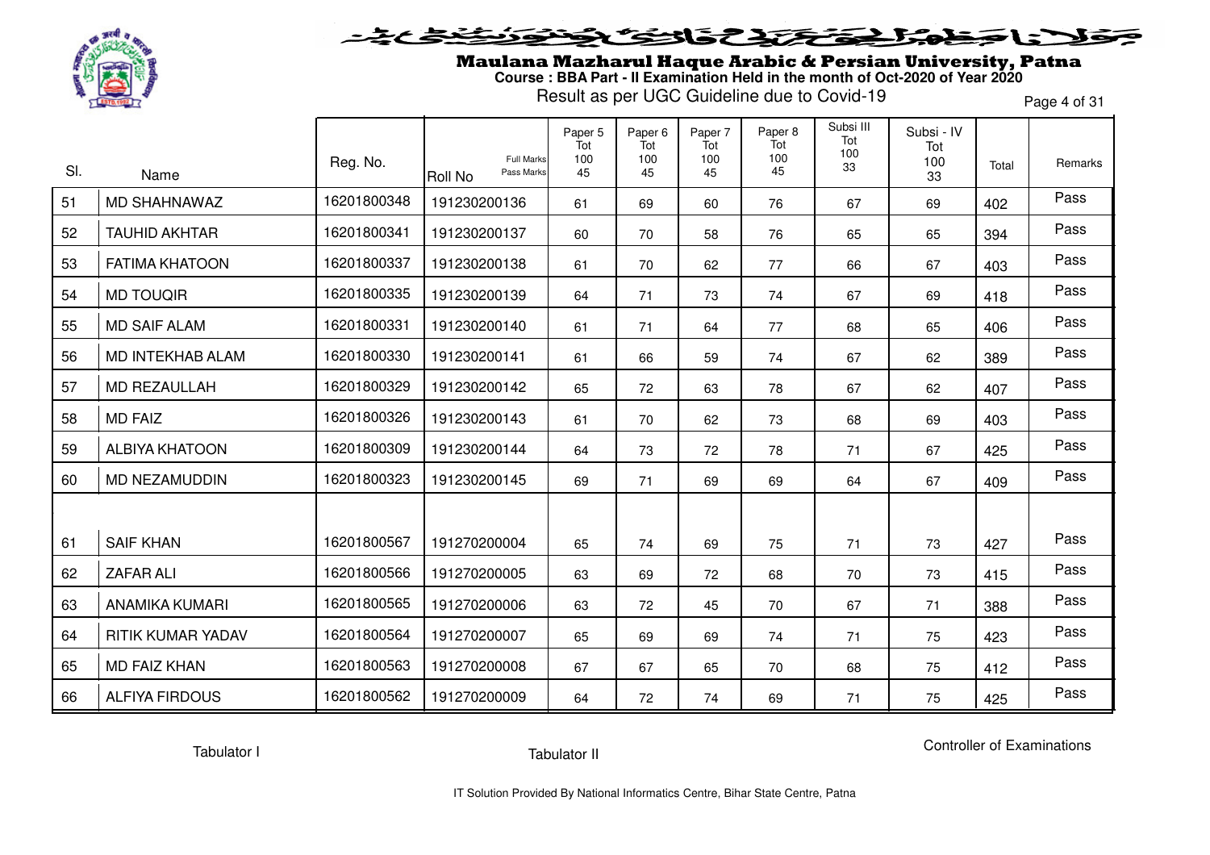# Maulana Mazharul Haque Arabic & Persian University, Patna

**Course : BBA Part - II Examination Held in the month of Oct-2020 of Year 2020**

Result as per UGC Guideline due to Covid-19

| Sl. | Name | Reg. No. | Roll No (Full Marks / Pass Marks) | Paper 5 Tot 100 45 | Paper 6 Tot 100 45 | Paper 7 Tot 100 45 | Paper 8 Tot 100 45 | Subsi III Tot 100 33 | Subsi - IV Tot 100 33 | Total | Remarks |
|---|---|---|---|---|---|---|---|---|---|---|---|
| 51 | MD SHAHNAWAZ | 16201800348 | 191230200136 | 61 | 69 | 60 | 76 | 67 | 69 | 402 | Pass |
| 52 | TAUHID AKHTAR | 16201800341 | 191230200137 | 60 | 70 | 58 | 76 | 65 | 65 | 394 | Pass |
| 53 | FATIMA KHATOON | 16201800337 | 191230200138 | 61 | 70 | 62 | 77 | 66 | 67 | 403 | Pass |
| 54 | MD TOUQIR | 16201800335 | 191230200139 | 64 | 71 | 73 | 74 | 67 | 69 | 418 | Pass |
| 55 | MD SAIF ALAM | 16201800331 | 191230200140 | 61 | 71 | 64 | 77 | 68 | 65 | 406 | Pass |
| 56 | MD INTEKHAB ALAM | 16201800330 | 191230200141 | 61 | 66 | 59 | 74 | 67 | 62 | 389 | Pass |
| 57 | MD REZAULLAH | 16201800329 | 191230200142 | 65 | 72 | 63 | 78 | 67 | 62 | 407 | Pass |
| 58 | MD FAIZ | 16201800326 | 191230200143 | 61 | 70 | 62 | 73 | 68 | 69 | 403 | Pass |
| 59 | ALBIYA KHATOON | 16201800309 | 191230200144 | 64 | 73 | 72 | 78 | 71 | 67 | 425 | Pass |
| 60 | MD NEZAMUDDIN | 16201800323 | 191230200145 | 69 | 71 | 69 | 69 | 64 | 67 | 409 | Pass |
| 61 | SAIF KHAN | 16201800567 | 191270200004 | 65 | 74 | 69 | 75 | 71 | 73 | 427 | Pass |
| 62 | ZAFAR ALI | 16201800566 | 191270200005 | 63 | 69 | 72 | 68 | 70 | 73 | 415 | Pass |
| 63 | ANAMIKA KUMARI | 16201800565 | 191270200006 | 63 | 72 | 45 | 70 | 67 | 71 | 388 | Pass |
| 64 | RITIK KUMAR YADAV | 16201800564 | 191270200007 | 65 | 69 | 69 | 74 | 71 | 75 | 423 | Pass |
| 65 | MD FAIZ KHAN | 16201800563 | 191270200008 | 67 | 67 | 65 | 70 | 68 | 75 | 412 | Pass |
| 66 | ALFIYA FIRDOUS | 16201800562 | 191270200009 | 64 | 72 | 74 | 69 | 71 | 75 | 425 | Pass |

Tabulator I          Tabulator II          Controller of Examinations

IT Solution Provided By National Informatics Centre, Bihar State Centre, Patna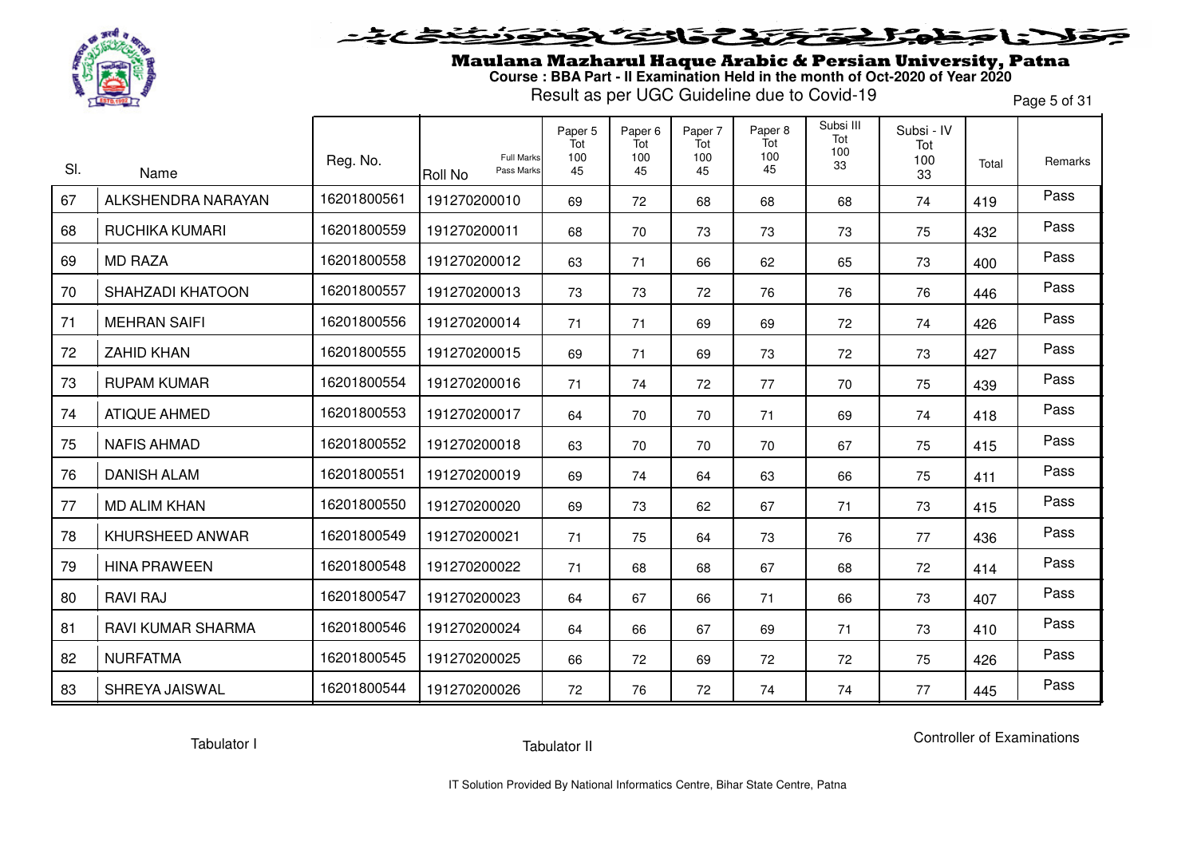# Maulana Mazharul Haque Arabic & Persian University, Patna

**Course : BBA Part - II Examination Held in the month of Oct-2020 of Year 2020**

Result as per UGC Guideline due to Covid-19

| Sl. | Name | Reg. No. | Roll No (Full Marks / Pass Marks) | Paper 5 Tot 100 45 | Paper 6 Tot 100 45 | Paper 7 Tot 100 45 | Paper 8 Tot 100 45 | Subsi III Tot 100 33 | Subsi - IV Tot 100 33 | Total | Remarks |
|---|---|---|---|---|---|---|---|---|---|---|---|
| 67 | ALKSHENDRA NARAYAN | 16201800561 | 191270200010 | 69 | 72 | 68 | 68 | 68 | 74 | 419 | Pass |
| 68 | RUCHIKA KUMARI | 16201800559 | 191270200011 | 68 | 70 | 73 | 73 | 73 | 75 | 432 | Pass |
| 69 | MD RAZA | 16201800558 | 191270200012 | 63 | 71 | 66 | 62 | 65 | 73 | 400 | Pass |
| 70 | SHAHZADI KHATOON | 16201800557 | 191270200013 | 73 | 73 | 72 | 76 | 76 | 76 | 446 | Pass |
| 71 | MEHRAN SAIFI | 16201800556 | 191270200014 | 71 | 71 | 69 | 69 | 72 | 74 | 426 | Pass |
| 72 | ZAHID KHAN | 16201800555 | 191270200015 | 69 | 71 | 69 | 73 | 72 | 73 | 427 | Pass |
| 73 | RUPAM KUMAR | 16201800554 | 191270200016 | 71 | 74 | 72 | 77 | 70 | 75 | 439 | Pass |
| 74 | ATIQUE AHMED | 16201800553 | 191270200017 | 64 | 70 | 70 | 71 | 69 | 74 | 418 | Pass |
| 75 | NAFIS AHMAD | 16201800552 | 191270200018 | 63 | 70 | 70 | 70 | 67 | 75 | 415 | Pass |
| 76 | DANISH ALAM | 16201800551 | 191270200019 | 69 | 74 | 64 | 63 | 66 | 75 | 411 | Pass |
| 77 | MD ALIM KHAN | 16201800550 | 191270200020 | 69 | 73 | 62 | 67 | 71 | 73 | 415 | Pass |
| 78 | KHURSHEED ANWAR | 16201800549 | 191270200021 | 71 | 75 | 64 | 73 | 76 | 77 | 436 | Pass |
| 79 | HINA PRAWEEN | 16201800548 | 191270200022 | 71 | 68 | 68 | 67 | 68 | 72 | 414 | Pass |
| 80 | RAVI RAJ | 16201800547 | 191270200023 | 64 | 67 | 66 | 71 | 66 | 73 | 407 | Pass |
| 81 | RAVI KUMAR SHARMA | 16201800546 | 191270200024 | 64 | 66 | 67 | 69 | 71 | 73 | 410 | Pass |
| 82 | NURFATMA | 16201800545 | 191270200025 | 66 | 72 | 69 | 72 | 72 | 75 | 426 | Pass |
| 83 | SHREYA JAISWAL | 16201800544 | 191270200026 | 72 | 76 | 72 | 74 | 74 | 77 | 445 | Pass |

Tabulator I &nbsp;&nbsp;&nbsp;&nbsp; Tabulator II &nbsp;&nbsp;&nbsp;&nbsp; Controller of Examinations

IT Solution Provided By National Informatics Centre, Bihar State Centre, Patna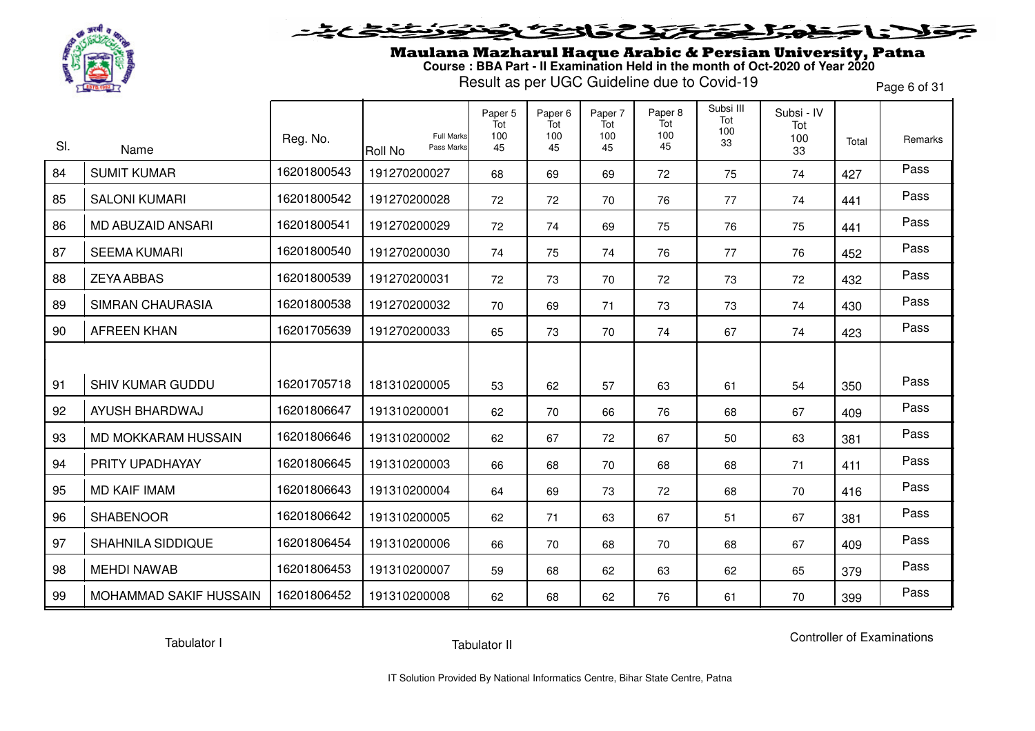# Maulana Mazharul Haque Arabic & Persian University, Patna

**Course : BBA Part - II Examination Held in the month of Oct-2020 of Year 2020**

Result as per UGC Guideline due to Covid-19

| Sl. | Name | Reg. No. | Roll No (Full Marks / Pass Marks) | Paper 5 Tot 100 45 | Paper 6 Tot 100 45 | Paper 7 Tot 100 45 | Paper 8 Tot 100 45 | Subsi III Tot 100 33 | Subsi - IV Tot 100 33 | Total | Remarks |
|---|---|---|---|---|---|---|---|---|---|---|---|
| 84 | SUMIT KUMAR | 16201800543 | 191270200027 | 68 | 69 | 69 | 72 | 75 | 74 | 427 | Pass |
| 85 | SALONI KUMARI | 16201800542 | 191270200028 | 72 | 72 | 70 | 76 | 77 | 74 | 441 | Pass |
| 86 | MD ABUZAID ANSARI | 16201800541 | 191270200029 | 72 | 74 | 69 | 75 | 76 | 75 | 441 | Pass |
| 87 | SEEMA KUMARI | 16201800540 | 191270200030 | 74 | 75 | 74 | 76 | 77 | 76 | 452 | Pass |
| 88 | ZEYA ABBAS | 16201800539 | 191270200031 | 72 | 73 | 70 | 72 | 73 | 72 | 432 | Pass |
| 89 | SIMRAN CHAURASIA | 16201800538 | 191270200032 | 70 | 69 | 71 | 73 | 73 | 74 | 430 | Pass |
| 90 | AFREEN KHAN | 16201705639 | 191270200033 | 65 | 73 | 70 | 74 | 67 | 74 | 423 | Pass |
| 91 | SHIV KUMAR GUDDU | 16201705718 | 181310200005 | 53 | 62 | 57 | 63 | 61 | 54 | 350 | Pass |
| 92 | AYUSH BHARDWAJ | 16201806647 | 191310200001 | 62 | 70 | 66 | 76 | 68 | 67 | 409 | Pass |
| 93 | MD MOKKARAM HUSSAIN | 16201806646 | 191310200002 | 62 | 67 | 72 | 67 | 50 | 63 | 381 | Pass |
| 94 | PRITY UPADHAYAY | 16201806645 | 191310200003 | 66 | 68 | 70 | 68 | 68 | 71 | 411 | Pass |
| 95 | MD KAIF IMAM | 16201806643 | 191310200004 | 64 | 69 | 73 | 72 | 68 | 70 | 416 | Pass |
| 96 | SHABENOOR | 16201806642 | 191310200005 | 62 | 71 | 63 | 67 | 51 | 67 | 381 | Pass |
| 97 | SHAHNILA SIDDIQUE | 16201806454 | 191310200006 | 66 | 70 | 68 | 70 | 68 | 67 | 409 | Pass |
| 98 | MEHDI NAWAB | 16201806453 | 191310200007 | 59 | 68 | 62 | 63 | 62 | 65 | 379 | Pass |
| 99 | MOHAMMAD SAKIF HUSSAIN | 16201806452 | 191310200008 | 62 | 68 | 62 | 76 | 61 | 70 | 399 | Pass |

Tabulator I　　　Tabulator II　　　Controller of Examinations

IT Solution Provided By National Informatics Centre, Bihar State Centre, Patna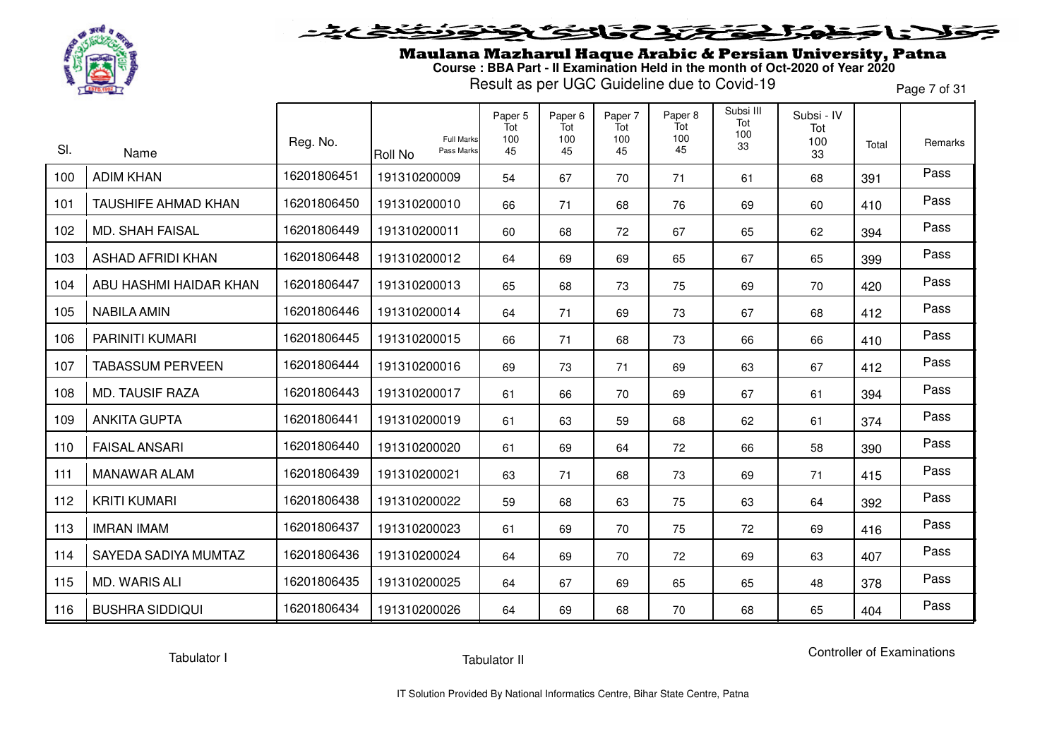# Maulana Mazharul Haque Arabic & Persian University, Patna

**Course : BBA Part - II Examination Held in the month of Oct-2020 of Year 2020**

Result as per UGC Guideline due to Covid-19

| Sl. | Name | Reg. No. | Roll No (Full Marks / Pass Marks) | Paper 5 Tot 100 45 | Paper 6 Tot 100 45 | Paper 7 Tot 100 45 | Paper 8 Tot 100 45 | Subsi III Tot 100 33 | Subsi - IV Tot 100 33 | Total | Remarks |
|---|---|---|---|---|---|---|---|---|---|---|---|
| 100 | ADIM KHAN | 16201806451 | 191310200009 | 54 | 67 | 70 | 71 | 61 | 68 | 391 | Pass |
| 101 | TAUSHIFE AHMAD KHAN | 16201806450 | 191310200010 | 66 | 71 | 68 | 76 | 69 | 60 | 410 | Pass |
| 102 | MD. SHAH FAISAL | 16201806449 | 191310200011 | 60 | 68 | 72 | 67 | 65 | 62 | 394 | Pass |
| 103 | ASHAD AFRIDI KHAN | 16201806448 | 191310200012 | 64 | 69 | 69 | 65 | 67 | 65 | 399 | Pass |
| 104 | ABU HASHMI HAIDAR KHAN | 16201806447 | 191310200013 | 65 | 68 | 73 | 75 | 69 | 70 | 420 | Pass |
| 105 | NABILA AMIN | 16201806446 | 191310200014 | 64 | 71 | 69 | 73 | 67 | 68 | 412 | Pass |
| 106 | PARINITI KUMARI | 16201806445 | 191310200015 | 66 | 71 | 68 | 73 | 66 | 66 | 410 | Pass |
| 107 | TABASSUM PERVEEN | 16201806444 | 191310200016 | 69 | 73 | 71 | 69 | 63 | 67 | 412 | Pass |
| 108 | MD. TAUSIF RAZA | 16201806443 | 191310200017 | 61 | 66 | 70 | 69 | 67 | 61 | 394 | Pass |
| 109 | ANKITA GUPTA | 16201806441 | 191310200019 | 61 | 63 | 59 | 68 | 62 | 61 | 374 | Pass |
| 110 | FAISAL ANSARI | 16201806440 | 191310200020 | 61 | 69 | 64 | 72 | 66 | 58 | 390 | Pass |
| 111 | MANAWAR ALAM | 16201806439 | 191310200021 | 63 | 71 | 68 | 73 | 69 | 71 | 415 | Pass |
| 112 | KRITI KUMARI | 16201806438 | 191310200022 | 59 | 68 | 63 | 75 | 63 | 64 | 392 | Pass |
| 113 | IMRAN IMAM | 16201806437 | 191310200023 | 61 | 69 | 70 | 75 | 72 | 69 | 416 | Pass |
| 114 | SAYEDA SADIYA MUMTAZ | 16201806436 | 191310200024 | 64 | 69 | 70 | 72 | 69 | 63 | 407 | Pass |
| 115 | MD. WARIS ALI | 16201806435 | 191310200025 | 64 | 67 | 69 | 65 | 65 | 48 | 378 | Pass |
| 116 | BUSHRA SIDDIQUI | 16201806434 | 191310200026 | 64 | 69 | 68 | 70 | 68 | 65 | 404 | Pass |

Tabulator I    Tabulator II    Controller of Examinations

IT Solution Provided By National Informatics Centre, Bihar State Centre, Patna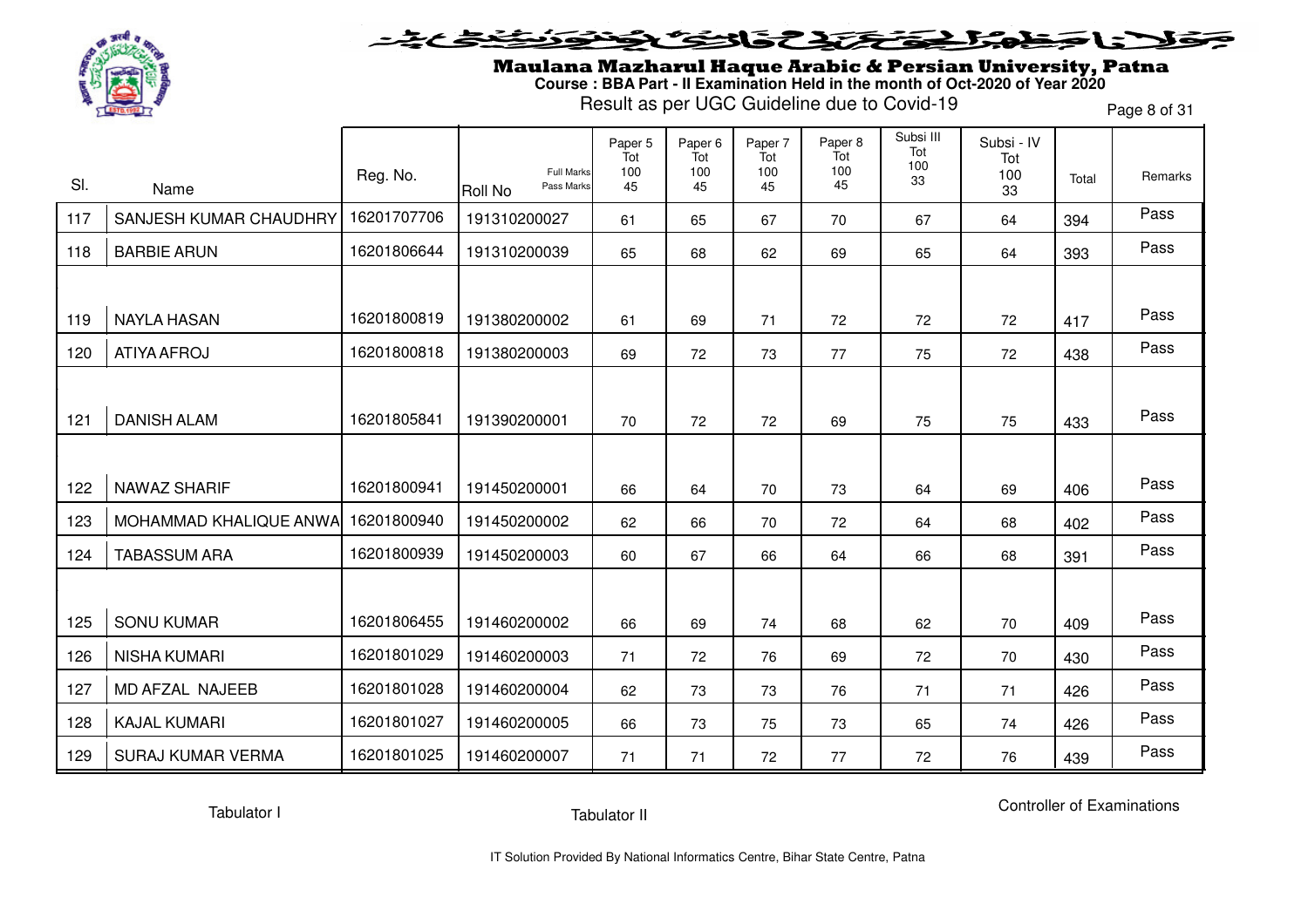# Maulana Mazharul Haque Arabic & Persian University, Patna

**Course : BBA Part - II Examination Held in the month of Oct-2020 of Year 2020**

Result as per UGC Guideline due to Covid-19

| Sl. | Name | Reg. No. | Roll No (Full Marks / Pass Marks) | Paper 5 Tot 100 45 | Paper 6 Tot 100 45 | Paper 7 Tot 100 45 | Paper 8 Tot 100 45 | Subsi III Tot 100 33 | Subsi - IV Tot 100 33 | Total | Remarks |
|---|---|---|---|---|---|---|---|---|---|---|---|
| 117 | SANJESH KUMAR CHAUDHRY | 16201707706 | 191310200027 | 61 | 65 | 67 | 70 | 67 | 64 | 394 | Pass |
| 118 | BARBIE ARUN | 16201806644 | 191310200039 | 65 | 68 | 62 | 69 | 65 | 64 | 393 | Pass |
| 119 | NAYLA HASAN | 16201800819 | 191380200002 | 61 | 69 | 71 | 72 | 72 | 72 | 417 | Pass |
| 120 | ATIYA AFROJ | 16201800818 | 191380200003 | 69 | 72 | 73 | 77 | 75 | 72 | 438 | Pass |
| 121 | DANISH ALAM | 16201805841 | 191390200001 | 70 | 72 | 72 | 69 | 75 | 75 | 433 | Pass |
| 122 | NAWAZ SHARIF | 16201800941 | 191450200001 | 66 | 64 | 70 | 73 | 64 | 69 | 406 | Pass |
| 123 | MOHAMMAD KHALIQUE ANWA | 16201800940 | 191450200002 | 62 | 66 | 70 | 72 | 64 | 68 | 402 | Pass |
| 124 | TABASSUM ARA | 16201800939 | 191450200003 | 60 | 67 | 66 | 64 | 66 | 68 | 391 | Pass |
| 125 | SONU KUMAR | 16201806455 | 191460200002 | 66 | 69 | 74 | 68 | 62 | 70 | 409 | Pass |
| 126 | NISHA KUMARI | 16201801029 | 191460200003 | 71 | 72 | 76 | 69 | 72 | 70 | 430 | Pass |
| 127 | MD AFZAL NAJEEB | 16201801028 | 191460200004 | 62 | 73 | 73 | 76 | 71 | 71 | 426 | Pass |
| 128 | KAJAL KUMARI | 16201801027 | 191460200005 | 66 | 73 | 75 | 73 | 65 | 74 | 426 | Pass |
| 129 | SURAJ KUMAR VERMA | 16201801025 | 191460200007 | 71 | 71 | 72 | 77 | 72 | 76 | 439 | Pass |

Tabulator I    Tabulator II    Controller of Examinations

IT Solution Provided By National Informatics Centre, Bihar State Centre, Patna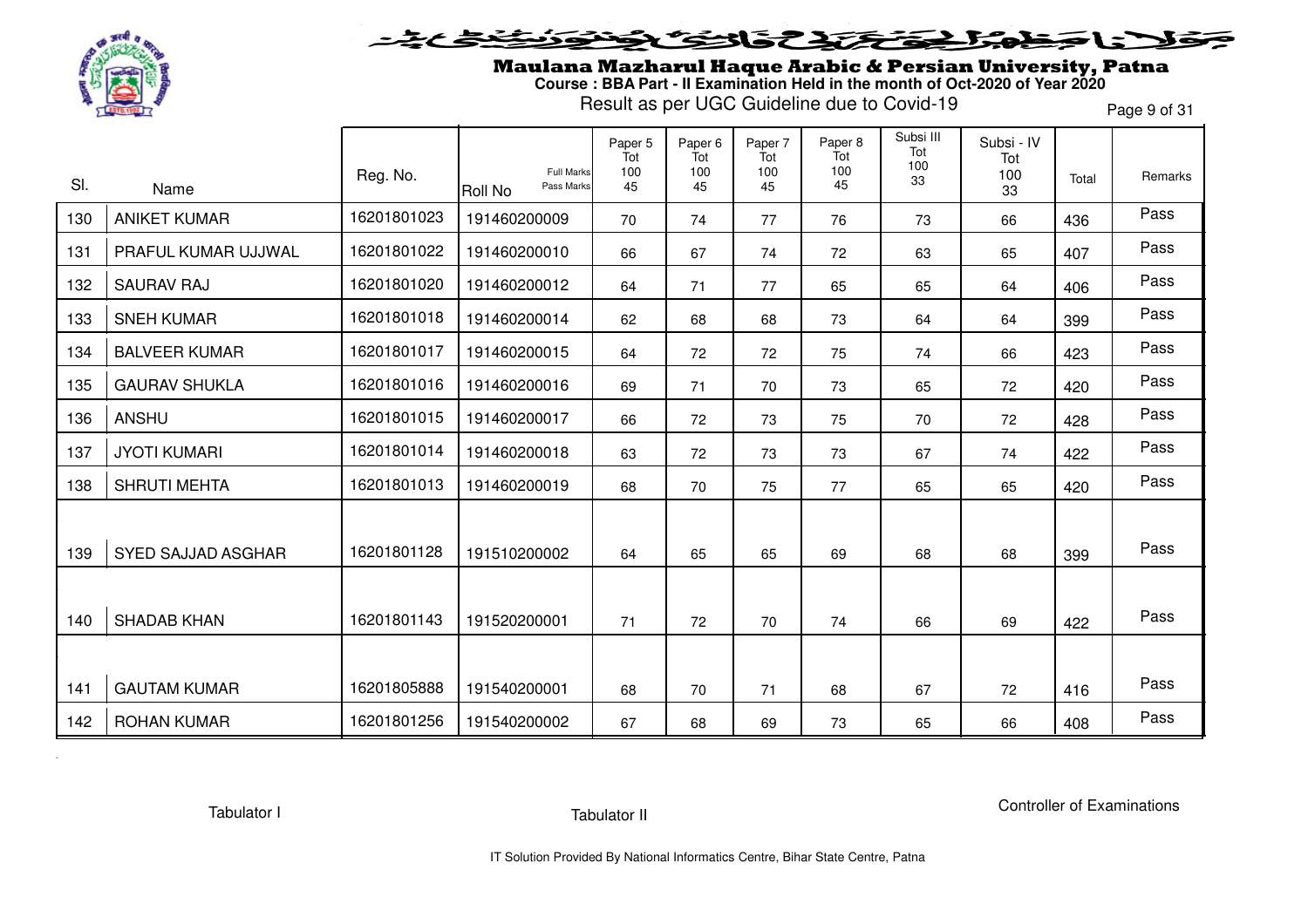# Maulana Mazharul Haque Arabic & Persian University, Patna

**Course : BBA Part - II Examination Held in the month of Oct-2020 of Year 2020**

Result as per UGC Guideline due to Covid-19

| Sl. | Name | Reg. No. | Roll No (Full Marks / Pass Marks) | Paper 5 Tot 100 45 | Paper 6 Tot 100 45 | Paper 7 Tot 100 45 | Paper 8 Tot 100 45 | Subsi III Tot 100 33 | Subsi - IV Tot 100 33 | Total | Remarks |
|---|---|---|---|---|---|---|---|---|---|---|---|
| 130 | ANIKET KUMAR | 16201801023 | 191460200009 | 70 | 74 | 77 | 76 | 73 | 66 | 436 | Pass |
| 131 | PRAFUL KUMAR UJJWAL | 16201801022 | 191460200010 | 66 | 67 | 74 | 72 | 63 | 65 | 407 | Pass |
| 132 | SAURAV RAJ | 16201801020 | 191460200012 | 64 | 71 | 77 | 65 | 65 | 64 | 406 | Pass |
| 133 | SNEH KUMAR | 16201801018 | 191460200014 | 62 | 68 | 68 | 73 | 64 | 64 | 399 | Pass |
| 134 | BALVEER KUMAR | 16201801017 | 191460200015 | 64 | 72 | 72 | 75 | 74 | 66 | 423 | Pass |
| 135 | GAURAV SHUKLA | 16201801016 | 191460200016 | 69 | 71 | 70 | 73 | 65 | 72 | 420 | Pass |
| 136 | ANSHU | 16201801015 | 191460200017 | 66 | 72 | 73 | 75 | 70 | 72 | 428 | Pass |
| 137 | JYOTI KUMARI | 16201801014 | 191460200018 | 63 | 72 | 73 | 73 | 67 | 74 | 422 | Pass |
| 138 | SHRUTI MEHTA | 16201801013 | 191460200019 | 68 | 70 | 75 | 77 | 65 | 65 | 420 | Pass |
| 139 | SYED SAJJAD ASGHAR | 16201801128 | 191510200002 | 64 | 65 | 65 | 69 | 68 | 68 | 399 | Pass |
| 140 | SHADAB KHAN | 16201801143 | 191520200001 | 71 | 72 | 70 | 74 | 66 | 69 | 422 | Pass |
| 141 | GAUTAM KUMAR | 16201805888 | 191540200001 | 68 | 70 | 71 | 68 | 67 | 72 | 416 | Pass |
| 142 | ROHAN KUMAR | 16201801256 | 191540200002 | 67 | 68 | 69 | 73 | 65 | 66 | 408 | Pass |

Tabulator I &nbsp;&nbsp;&nbsp;&nbsp; Tabulator II &nbsp;&nbsp;&nbsp;&nbsp; Controller of Examinations

IT Solution Provided By National Informatics Centre, Bihar State Centre, Patna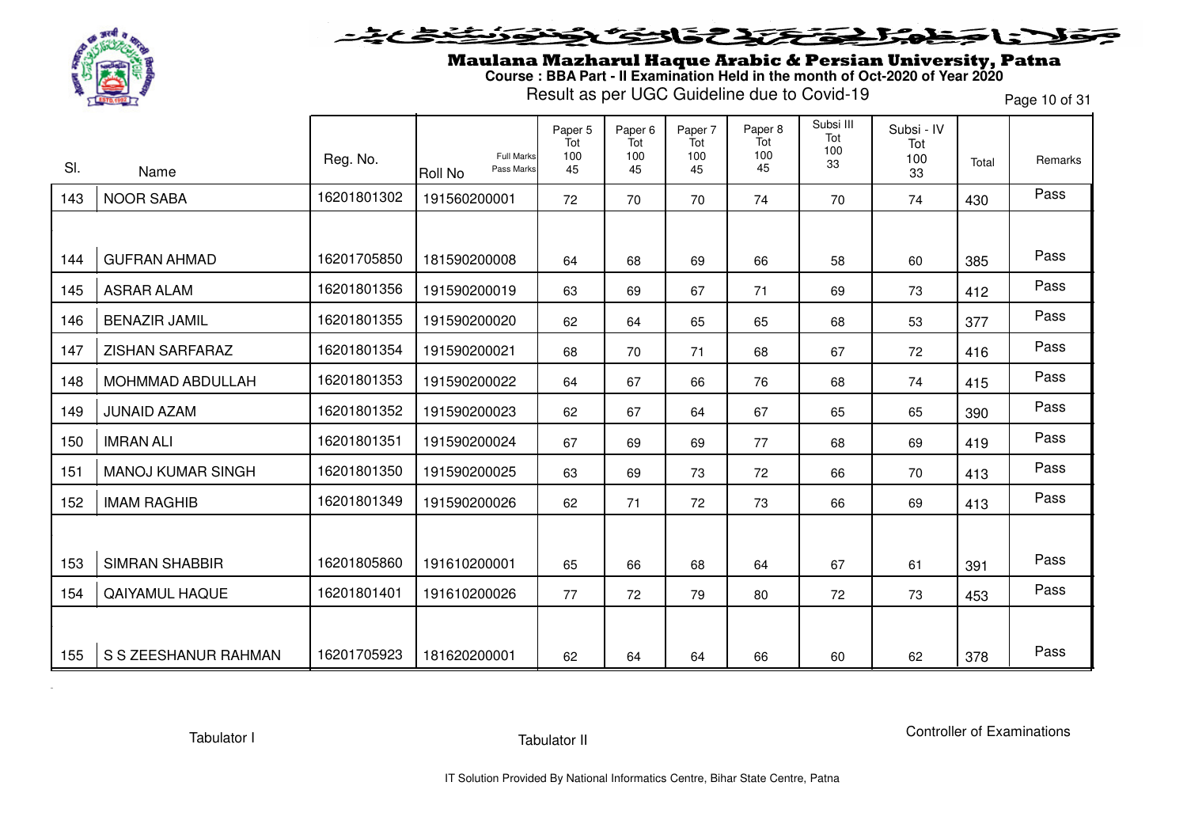مولانا مظہر الحق عربی و فارسی یونیورسٹی، پٹنہ

# Maulana Mazharul Haque Arabic & Persian University, Patna

**Course : BBA Part - II Examination Held in the month of Oct-2020 of Year 2020**

Result as per UGC Guideline due to Covid-19

| Sl. | Name | Reg. No. | Roll No (Full Marks / Pass Marks) | Paper 5 Tot 100 45 | Paper 6 Tot 100 45 | Paper 7 Tot 100 45 | Paper 8 Tot 100 45 | Subsi III Tot 100 33 | Subsi - IV Tot 100 33 | Total | Remarks |
|---|---|---|---|---|---|---|---|---|---|---|---|
| 143 | NOOR SABA | 16201801302 | 191560200001 | 72 | 70 | 70 | 74 | 70 | 74 | 430 | Pass |
| 144 | GUFRAN AHMAD | 16201705850 | 181590200008 | 64 | 68 | 69 | 66 | 58 | 60 | 385 | Pass |
| 145 | ASRAR ALAM | 16201801356 | 191590200019 | 63 | 69 | 67 | 71 | 69 | 73 | 412 | Pass |
| 146 | BENAZIR JAMIL | 16201801355 | 191590200020 | 62 | 64 | 65 | 65 | 68 | 53 | 377 | Pass |
| 147 | ZISHAN SARFARAZ | 16201801354 | 191590200021 | 68 | 70 | 71 | 68 | 67 | 72 | 416 | Pass |
| 148 | MOHMMAD ABDULLAH | 16201801353 | 191590200022 | 64 | 67 | 66 | 76 | 68 | 74 | 415 | Pass |
| 149 | JUNAID AZAM | 16201801352 | 191590200023 | 62 | 67 | 64 | 67 | 65 | 65 | 390 | Pass |
| 150 | IMRAN ALI | 16201801351 | 191590200024 | 67 | 69 | 69 | 77 | 68 | 69 | 419 | Pass |
| 151 | MANOJ KUMAR SINGH | 16201801350 | 191590200025 | 63 | 69 | 73 | 72 | 66 | 70 | 413 | Pass |
| 152 | IMAM RAGHIB | 16201801349 | 191590200026 | 62 | 71 | 72 | 73 | 66 | 69 | 413 | Pass |
| 153 | SIMRAN SHABBIR | 16201805860 | 191610200001 | 65 | 66 | 68 | 64 | 67 | 61 | 391 | Pass |
| 154 | QAIYAMUL HAQUE | 16201801401 | 191610200026 | 77 | 72 | 79 | 80 | 72 | 73 | 453 | Pass |
| 155 | S S ZEESHANUR RAHMAN | 16201705923 | 181620200001 | 62 | 64 | 64 | 66 | 60 | 62 | 378 | Pass |

Tabulator I    Tabulator II    Controller of Examinations

IT Solution Provided By National Informatics Centre, Bihar State Centre, Patna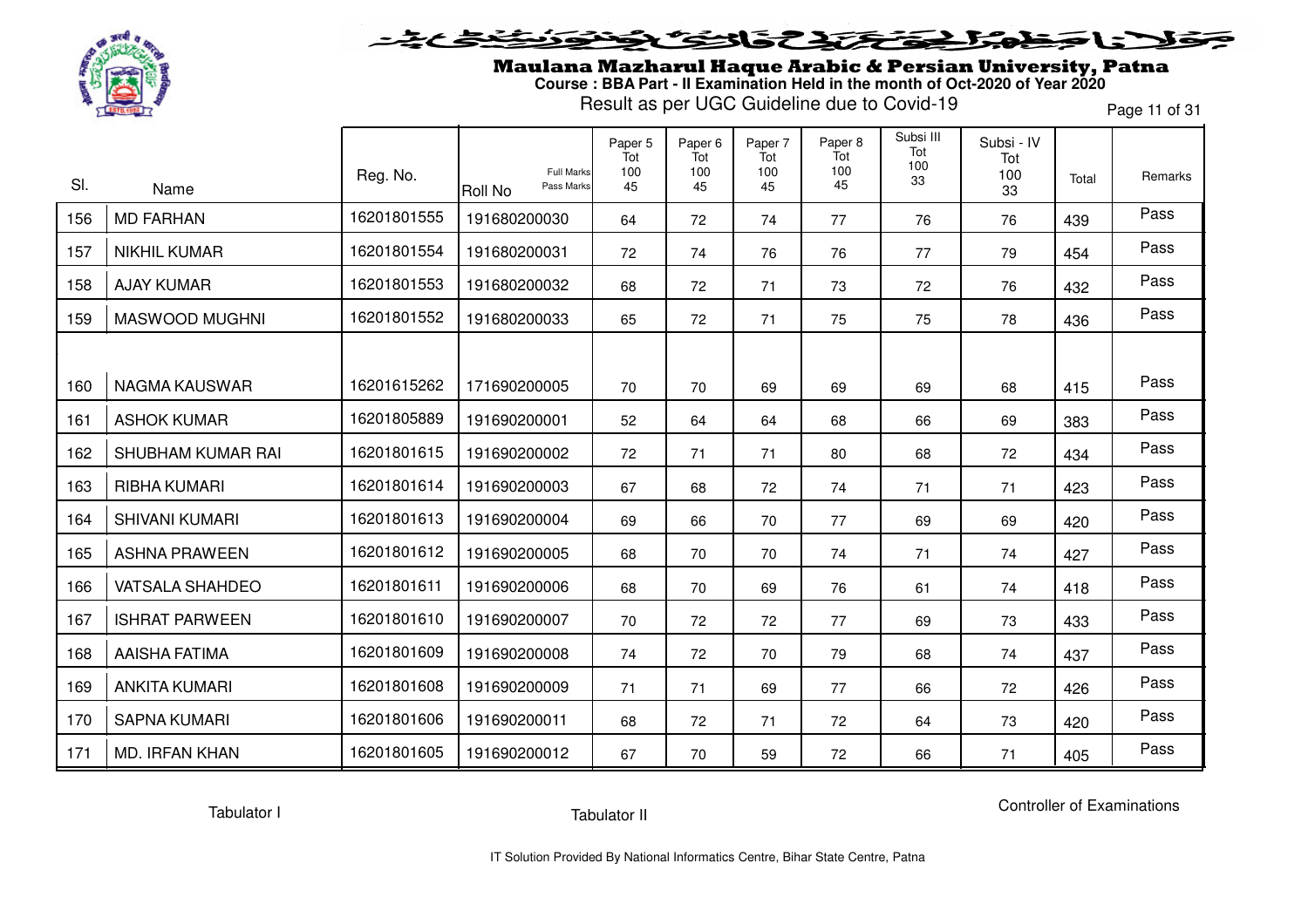# Maulana Mazharul Haque Arabic & Persian University, Patna

**Course : BBA Part - II Examination Held in the month of Oct-2020 of Year 2020**

Result as per UGC Guideline due to Covid-19

| Sl. | Name | Reg. No. | Roll No (Full Marks / Pass Marks) | Paper 5 Tot 100 45 | Paper 6 Tot 100 45 | Paper 7 Tot 100 45 | Paper 8 Tot 100 45 | Subsi III Tot 100 33 | Subsi - IV Tot 100 33 | Total | Remarks |
|---|---|---|---|---|---|---|---|---|---|---|---|
| 156 | MD FARHAN | 16201801555 | 191680200030 | 64 | 72 | 74 | 77 | 76 | 76 | 439 | Pass |
| 157 | NIKHIL KUMAR | 16201801554 | 191680200031 | 72 | 74 | 76 | 76 | 77 | 79 | 454 | Pass |
| 158 | AJAY KUMAR | 16201801553 | 191680200032 | 68 | 72 | 71 | 73 | 72 | 76 | 432 | Pass |
| 159 | MASWOOD MUGHNI | 16201801552 | 191680200033 | 65 | 72 | 71 | 75 | 75 | 78 | 436 | Pass |
| 160 | NAGMA KAUSWAR | 16201615262 | 171690200005 | 70 | 70 | 69 | 69 | 69 | 68 | 415 | Pass |
| 161 | ASHOK KUMAR | 16201805889 | 191690200001 | 52 | 64 | 64 | 68 | 66 | 69 | 383 | Pass |
| 162 | SHUBHAM KUMAR RAI | 16201801615 | 191690200002 | 72 | 71 | 71 | 80 | 68 | 72 | 434 | Pass |
| 163 | RIBHA KUMARI | 16201801614 | 191690200003 | 67 | 68 | 72 | 74 | 71 | 71 | 423 | Pass |
| 164 | SHIVANI KUMARI | 16201801613 | 191690200004 | 69 | 66 | 70 | 77 | 69 | 69 | 420 | Pass |
| 165 | ASHNA PRAWEEN | 16201801612 | 191690200005 | 68 | 70 | 70 | 74 | 71 | 74 | 427 | Pass |
| 166 | VATSALA SHAHDEO | 16201801611 | 191690200006 | 68 | 70 | 69 | 76 | 61 | 74 | 418 | Pass |
| 167 | ISHRAT PARWEEN | 16201801610 | 191690200007 | 70 | 72 | 72 | 77 | 69 | 73 | 433 | Pass |
| 168 | AAISHA FATIMA | 16201801609 | 191690200008 | 74 | 72 | 70 | 79 | 68 | 74 | 437 | Pass |
| 169 | ANKITA KUMARI | 16201801608 | 191690200009 | 71 | 71 | 69 | 77 | 66 | 72 | 426 | Pass |
| 170 | SAPNA KUMARI | 16201801606 | 191690200011 | 68 | 72 | 71 | 72 | 64 | 73 | 420 | Pass |
| 171 | MD. IRFAN KHAN | 16201801605 | 191690200012 | 67 | 70 | 59 | 72 | 66 | 71 | 405 | Pass |

Tabulator I

Tabulator II

Controller of Examinations

IT Solution Provided By National Informatics Centre, Bihar State Centre, Patna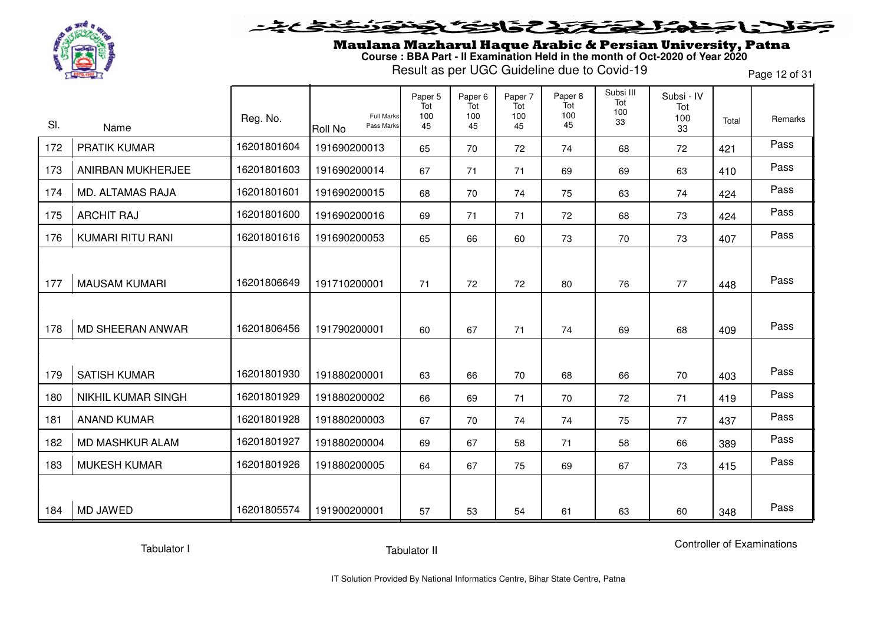# Maulana Mazharul Haque Arabic & Persian University, Patna

**Course : BBA Part - II Examination Held in the month of Oct-2020 of Year 2020**

Result as per UGC Guideline due to Covid-19

| Sl. | Name | Reg. No. | Roll No (Full Marks / Pass Marks) | Paper 5 Tot 100 45 | Paper 6 Tot 100 45 | Paper 7 Tot 100 45 | Paper 8 Tot 100 45 | Subsi III Tot 100 33 | Subsi - IV Tot 100 33 | Total | Remarks |
|---|---|---|---|---|---|---|---|---|---|---|---|
| 172 | PRATIK KUMAR | 16201801604 | 191690200013 | 65 | 70 | 72 | 74 | 68 | 72 | 421 | Pass |
| 173 | ANIRBAN MUKHERJEE | 16201801603 | 191690200014 | 67 | 71 | 71 | 69 | 69 | 63 | 410 | Pass |
| 174 | MD. ALTAMAS RAJA | 16201801601 | 191690200015 | 68 | 70 | 74 | 75 | 63 | 74 | 424 | Pass |
| 175 | ARCHIT RAJ | 16201801600 | 191690200016 | 69 | 71 | 71 | 72 | 68 | 73 | 424 | Pass |
| 176 | KUMARI RITU RANI | 16201801616 | 191690200053 | 65 | 66 | 60 | 73 | 70 | 73 | 407 | Pass |
| 177 | MAUSAM KUMARI | 16201806649 | 191710200001 | 71 | 72 | 72 | 80 | 76 | 77 | 448 | Pass |
| 178 | MD SHEERAN ANWAR | 16201806456 | 191790200001 | 60 | 67 | 71 | 74 | 69 | 68 | 409 | Pass |
| 179 | SATISH KUMAR | 16201801930 | 191880200001 | 63 | 66 | 70 | 68 | 66 | 70 | 403 | Pass |
| 180 | NIKHIL KUMAR SINGH | 16201801929 | 191880200002 | 66 | 69 | 71 | 70 | 72 | 71 | 419 | Pass |
| 181 | ANAND KUMAR | 16201801928 | 191880200003 | 67 | 70 | 74 | 74 | 75 | 77 | 437 | Pass |
| 182 | MD MASHKUR ALAM | 16201801927 | 191880200004 | 69 | 67 | 58 | 71 | 58 | 66 | 389 | Pass |
| 183 | MUKESH KUMAR | 16201801926 | 191880200005 | 64 | 67 | 75 | 69 | 67 | 73 | 415 | Pass |
| 184 | MD JAWED | 16201805574 | 191900200001 | 57 | 53 | 54 | 61 | 63 | 60 | 348 | Pass |

Tabulator I

Tabulator II

Controller of Examinations

IT Solution Provided By National Informatics Centre, Bihar State Centre, Patna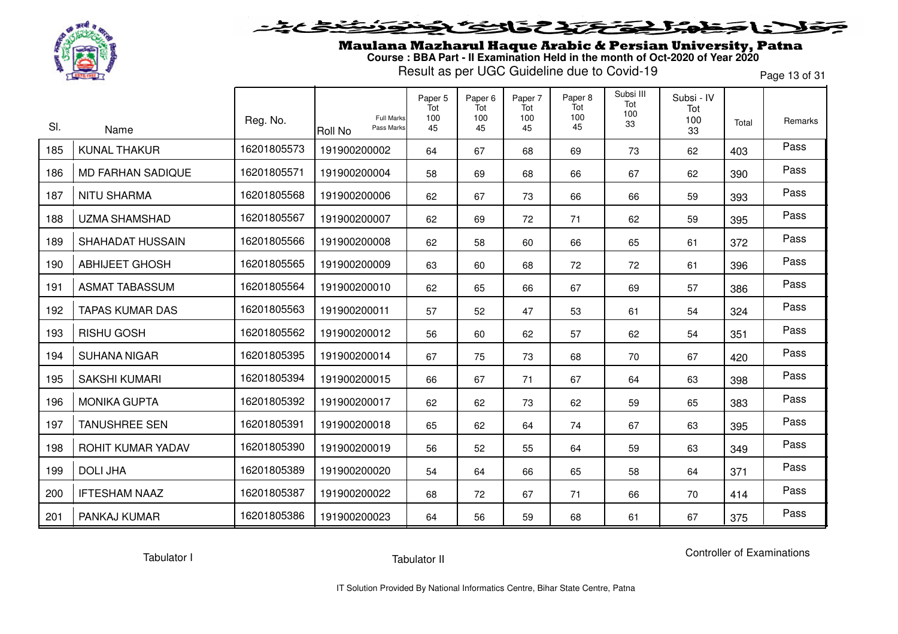# Maulana Mazharul Haque Arabic & Persian University, Patna

**Course : BBA Part - II Examination Held in the month of Oct-2020 of Year 2020**

Result as per UGC Guideline due to Covid-19

| Sl. | Name | Reg. No. | Roll No (Full Marks / Pass Marks) | Paper 5 Tot 100 45 | Paper 6 Tot 100 45 | Paper 7 Tot 100 45 | Paper 8 Tot 100 45 | Subsi III Tot 100 33 | Subsi - IV Tot 100 33 | Total | Remarks |
|---|---|---|---|---|---|---|---|---|---|---|---|
| 185 | KUNAL THAKUR | 16201805573 | 191900200002 | 64 | 67 | 68 | 69 | 73 | 62 | 403 | Pass |
| 186 | MD FARHAN SADIQUE | 16201805571 | 191900200004 | 58 | 69 | 68 | 66 | 67 | 62 | 390 | Pass |
| 187 | NITU SHARMA | 16201805568 | 191900200006 | 62 | 67 | 73 | 66 | 66 | 59 | 393 | Pass |
| 188 | UZMA SHAMSHAD | 16201805567 | 191900200007 | 62 | 69 | 72 | 71 | 62 | 59 | 395 | Pass |
| 189 | SHAHADAT HUSSAIN | 16201805566 | 191900200008 | 62 | 58 | 60 | 66 | 65 | 61 | 372 | Pass |
| 190 | ABHIJEET GHOSH | 16201805565 | 191900200009 | 63 | 60 | 68 | 72 | 72 | 61 | 396 | Pass |
| 191 | ASMAT TABASSUM | 16201805564 | 191900200010 | 62 | 65 | 66 | 67 | 69 | 57 | 386 | Pass |
| 192 | TAPAS KUMAR DAS | 16201805563 | 191900200011 | 57 | 52 | 47 | 53 | 61 | 54 | 324 | Pass |
| 193 | RISHU GOSH | 16201805562 | 191900200012 | 56 | 60 | 62 | 57 | 62 | 54 | 351 | Pass |
| 194 | SUHANA NIGAR | 16201805395 | 191900200014 | 67 | 75 | 73 | 68 | 70 | 67 | 420 | Pass |
| 195 | SAKSHI KUMARI | 16201805394 | 191900200015 | 66 | 67 | 71 | 67 | 64 | 63 | 398 | Pass |
| 196 | MONIKA GUPTA | 16201805392 | 191900200017 | 62 | 62 | 73 | 62 | 59 | 65 | 383 | Pass |
| 197 | TANUSHREE SEN | 16201805391 | 191900200018 | 65 | 62 | 64 | 74 | 67 | 63 | 395 | Pass |
| 198 | ROHIT KUMAR YADAV | 16201805390 | 191900200019 | 56 | 52 | 55 | 64 | 59 | 63 | 349 | Pass |
| 199 | DOLI JHA | 16201805389 | 191900200020 | 54 | 64 | 66 | 65 | 58 | 64 | 371 | Pass |
| 200 | IFTESHAM NAAZ | 16201805387 | 191900200022 | 68 | 72 | 67 | 71 | 66 | 70 | 414 | Pass |
| 201 | PANKAJ KUMAR | 16201805386 | 191900200023 | 64 | 56 | 59 | 68 | 61 | 67 | 375 | Pass |

Tabulator I | Tabulator II | Controller of Examinations

IT Solution Provided By National Informatics Centre, Bihar State Centre, Patna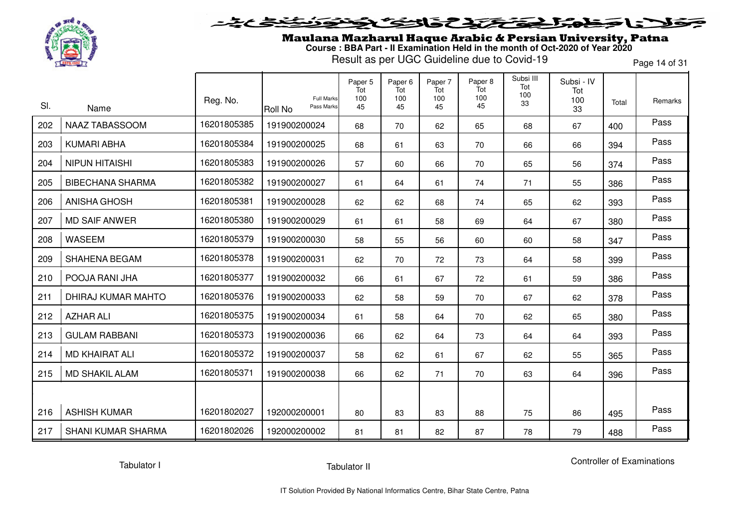# Maulana Mazharul Haque Arabic & Persian University, Patna

**Course : BBA Part - II Examination Held in the month of Oct-2020 of Year 2020**

Result as per UGC Guideline due to Covid-19

| Sl. | Name | Reg. No. | Roll No (Full Marks / Pass Marks) | Paper 5 Tot 100 45 | Paper 6 Tot 100 45 | Paper 7 Tot 100 45 | Paper 8 Tot 100 45 | Subsi III Tot 100 33 | Subsi - IV Tot 100 33 | Total | Remarks |
|---|---|---|---|---|---|---|---|---|---|---|---|
| 202 | NAAZ TABASSOOM | 16201805385 | 191900200024 | 68 | 70 | 62 | 65 | 68 | 67 | 400 | Pass |
| 203 | KUMARI ABHA | 16201805384 | 191900200025 | 68 | 61 | 63 | 70 | 66 | 66 | 394 | Pass |
| 204 | NIPUN HITAISHI | 16201805383 | 191900200026 | 57 | 60 | 66 | 70 | 65 | 56 | 374 | Pass |
| 205 | BIBECHANA SHARMA | 16201805382 | 191900200027 | 61 | 64 | 61 | 74 | 71 | 55 | 386 | Pass |
| 206 | ANISHA GHOSH | 16201805381 | 191900200028 | 62 | 62 | 68 | 74 | 65 | 62 | 393 | Pass |
| 207 | MD SAIF ANWER | 16201805380 | 191900200029 | 61 | 61 | 58 | 69 | 64 | 67 | 380 | Pass |
| 208 | WASEEM | 16201805379 | 191900200030 | 58 | 55 | 56 | 60 | 60 | 58 | 347 | Pass |
| 209 | SHAHENA BEGAM | 16201805378 | 191900200031 | 62 | 70 | 72 | 73 | 64 | 58 | 399 | Pass |
| 210 | POOJA RANI JHA | 16201805377 | 191900200032 | 66 | 61 | 67 | 72 | 61 | 59 | 386 | Pass |
| 211 | DHIRAJ KUMAR MAHTO | 16201805376 | 191900200033 | 62 | 58 | 59 | 70 | 67 | 62 | 378 | Pass |
| 212 | AZHAR ALI | 16201805375 | 191900200034 | 61 | 58 | 64 | 70 | 62 | 65 | 380 | Pass |
| 213 | GULAM RABBANI | 16201805373 | 191900200036 | 66 | 62 | 64 | 73 | 64 | 64 | 393 | Pass |
| 214 | MD KHAIRAT ALI | 16201805372 | 191900200037 | 58 | 62 | 61 | 67 | 62 | 55 | 365 | Pass |
| 215 | MD SHAKIL ALAM | 16201805371 | 191900200038 | 66 | 62 | 71 | 70 | 63 | 64 | 396 | Pass |
| 216 | ASHISH KUMAR | 16201802027 | 192000200001 | 80 | 83 | 83 | 88 | 75 | 86 | 495 | Pass |
| 217 | SHANI KUMAR SHARMA | 16201802026 | 192000200002 | 81 | 81 | 82 | 87 | 78 | 79 | 488 | Pass |

Tabulator I        Tabulator II        Controller of Examinations

IT Solution Provided By National Informatics Centre, Bihar State Centre, Patna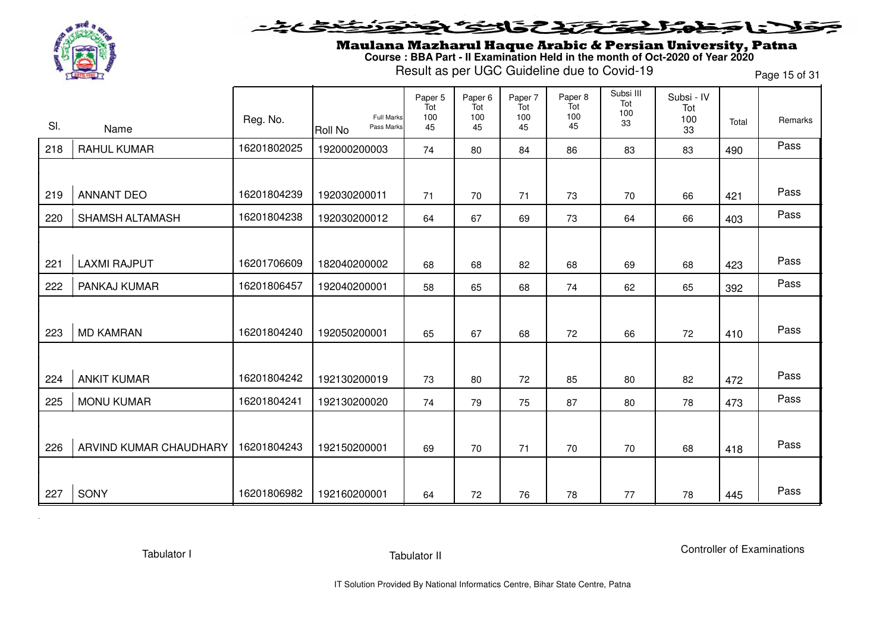# Maulana Mazharul Haque Arabic & Persian University, Patna

**Course : BBA Part - II Examination Held in the month of Oct-2020 of Year 2020**

Result as per UGC Guideline due to Covid-19

| Sl. | Name | Reg. No. | Roll No (Full Marks / Pass Marks) | Paper 5 Tot 100 45 | Paper 6 Tot 100 45 | Paper 7 Tot 100 45 | Paper 8 Tot 100 45 | Subsi III Tot 100 33 | Subsi - IV Tot 100 33 | Total | Remarks |
|---|---|---|---|---|---|---|---|---|---|---|---|
| 218 | RAHUL KUMAR | 16201802025 | 192000200003 | 74 | 80 | 84 | 86 | 83 | 83 | 490 | Pass |
| 219 | ANNANT DEO | 16201804239 | 192030200011 | 71 | 70 | 71 | 73 | 70 | 66 | 421 | Pass |
| 220 | SHAMSH ALTAMASH | 16201804238 | 192030200012 | 64 | 67 | 69 | 73 | 64 | 66 | 403 | Pass |
| 221 | LAXMI RAJPUT | 16201706609 | 182040200002 | 68 | 68 | 82 | 68 | 69 | 68 | 423 | Pass |
| 222 | PANKAJ KUMAR | 16201806457 | 192040200001 | 58 | 65 | 68 | 74 | 62 | 65 | 392 | Pass |
| 223 | MD KAMRAN | 16201804240 | 192050200001 | 65 | 67 | 68 | 72 | 66 | 72 | 410 | Pass |
| 224 | ANKIT KUMAR | 16201804242 | 192130200019 | 73 | 80 | 72 | 85 | 80 | 82 | 472 | Pass |
| 225 | MONU KUMAR | 16201804241 | 192130200020 | 74 | 79 | 75 | 87 | 80 | 78 | 473 | Pass |
| 226 | ARVIND KUMAR CHAUDHARY | 16201804243 | 192150200001 | 69 | 70 | 71 | 70 | 70 | 68 | 418 | Pass |
| 227 | SONY | 16201806982 | 192160200001 | 64 | 72 | 76 | 78 | 77 | 78 | 445 | Pass |

Tabulator I          Tabulator II          Controller of Examinations

IT Solution Provided By National Informatics Centre, Bihar State Centre, Patna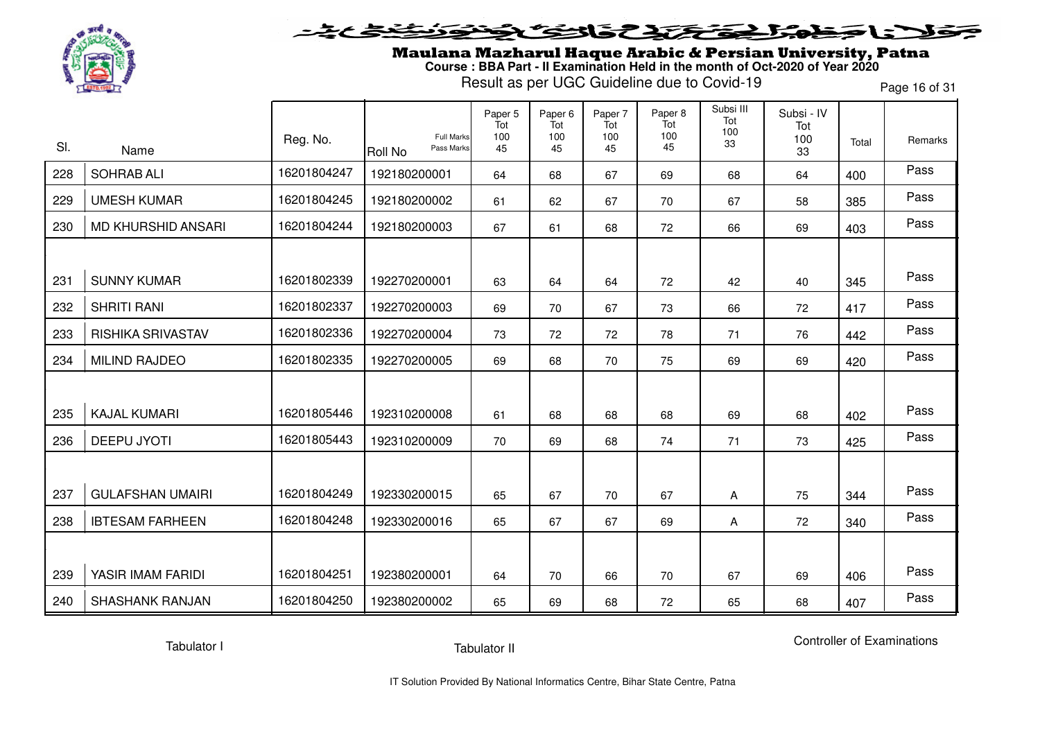# Maulana Mazharul Haque Arabic & Persian University, Patna

**Course : BBA Part - II Examination Held in the month of Oct-2020 of Year 2020**

Result as per UGC Guideline due to Covid-19

| Sl. | Name | Reg. No. | Roll No (Full Marks / Pass Marks) | Paper 5 Tot 100 45 | Paper 6 Tot 100 45 | Paper 7 Tot 100 45 | Paper 8 Tot 100 45 | Subsi III Tot 100 33 | Subsi - IV Tot 100 33 | Total | Remarks |
|---|---|---|---|---|---|---|---|---|---|---|---|
| 228 | SOHRAB ALI | 16201804247 | 192180200001 | 64 | 68 | 67 | 69 | 68 | 64 | 400 | Pass |
| 229 | UMESH KUMAR | 16201804245 | 192180200002 | 61 | 62 | 67 | 70 | 67 | 58 | 385 | Pass |
| 230 | MD KHURSHID ANSARI | 16201804244 | 192180200003 | 67 | 61 | 68 | 72 | 66 | 69 | 403 | Pass |
| 231 | SUNNY KUMAR | 16201802339 | 192270200001 | 63 | 64 | 64 | 72 | 42 | 40 | 345 | Pass |
| 232 | SHRITI RANI | 16201802337 | 192270200003 | 69 | 70 | 67 | 73 | 66 | 72 | 417 | Pass |
| 233 | RISHIKA SRIVASTAV | 16201802336 | 192270200004 | 73 | 72 | 72 | 78 | 71 | 76 | 442 | Pass |
| 234 | MILIND RAJDEO | 16201802335 | 192270200005 | 69 | 68 | 70 | 75 | 69 | 69 | 420 | Pass |
| 235 | KAJAL KUMARI | 16201805446 | 192310200008 | 61 | 68 | 68 | 68 | 69 | 68 | 402 | Pass |
| 236 | DEEPU JYOTI | 16201805443 | 192310200009 | 70 | 69 | 68 | 74 | 71 | 73 | 425 | Pass |
| 237 | GULAFSHAN UMAIRI | 16201804249 | 192330200015 | 65 | 67 | 70 | 67 | A | 75 | 344 | Pass |
| 238 | IBTESAM FARHEEN | 16201804248 | 192330200016 | 65 | 67 | 67 | 69 | A | 72 | 340 | Pass |
| 239 | YASIR IMAM FARIDI | 16201804251 | 192380200001 | 64 | 70 | 66 | 70 | 67 | 69 | 406 | Pass |
| 240 | SHASHANK RANJAN | 16201804250 | 192380200002 | 65 | 69 | 68 | 72 | 65 | 68 | 407 | Pass |

Tabulator I | Tabulator II | Controller of Examinations

IT Solution Provided By National Informatics Centre, Bihar State Centre, Patna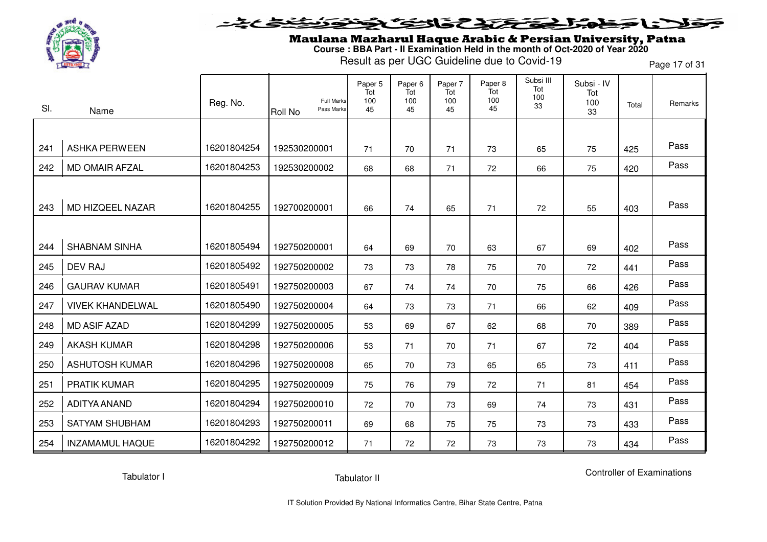# Maulana Mazharul Haque Arabic & Persian University, Patna

**Course : BBA Part - II Examination Held in the month of Oct-2020 of Year 2020**

Result as per UGC Guideline due to Covid-19

| Sl. | Name | Reg. No. | Roll No (Full Marks / Pass Marks) | Paper 5 Tot 100 45 | Paper 6 Tot 100 45 | Paper 7 Tot 100 45 | Paper 8 Tot 100 45 | Subsi III Tot 100 33 | Subsi - IV Tot 100 33 | Total | Remarks |
|---|---|---|---|---|---|---|---|---|---|---|---|
| 241 | ASHKA PERWEEN | 16201804254 | 192530200001 | 71 | 70 | 71 | 73 | 65 | 75 | 425 | Pass |
| 242 | MD OMAIR AFZAL | 16201804253 | 192530200002 | 68 | 68 | 71 | 72 | 66 | 75 | 420 | Pass |
| 243 | MD HIZQEEL NAZAR | 16201804255 | 192700200001 | 66 | 74 | 65 | 71 | 72 | 55 | 403 | Pass |
| 244 | SHABNAM SINHA | 16201805494 | 192750200001 | 64 | 69 | 70 | 63 | 67 | 69 | 402 | Pass |
| 245 | DEV RAJ | 16201805492 | 192750200002 | 73 | 73 | 78 | 75 | 70 | 72 | 441 | Pass |
| 246 | GAURAV KUMAR | 16201805491 | 192750200003 | 67 | 74 | 74 | 70 | 75 | 66 | 426 | Pass |
| 247 | VIVEK KHANDELWAL | 16201805490 | 192750200004 | 64 | 73 | 73 | 71 | 66 | 62 | 409 | Pass |
| 248 | MD ASIF AZAD | 16201804299 | 192750200005 | 53 | 69 | 67 | 62 | 68 | 70 | 389 | Pass |
| 249 | AKASH KUMAR | 16201804298 | 192750200006 | 53 | 71 | 70 | 71 | 67 | 72 | 404 | Pass |
| 250 | ASHUTOSH KUMAR | 16201804296 | 192750200008 | 65 | 70 | 73 | 65 | 65 | 73 | 411 | Pass |
| 251 | PRATIK KUMAR | 16201804295 | 192750200009 | 75 | 76 | 79 | 72 | 71 | 81 | 454 | Pass |
| 252 | ADITYA ANAND | 16201804294 | 192750200010 | 72 | 70 | 73 | 69 | 74 | 73 | 431 | Pass |
| 253 | SATYAM SHUBHAM | 16201804293 | 192750200011 | 69 | 68 | 75 | 75 | 73 | 73 | 433 | Pass |
| 254 | INZAMAMUL HAQUE | 16201804292 | 192750200012 | 71 | 72 | 72 | 73 | 73 | 73 | 434 | Pass |

Tabulator I    Tabulator II    Controller of Examinations

IT Solution Provided By National Informatics Centre, Bihar State Centre, Patna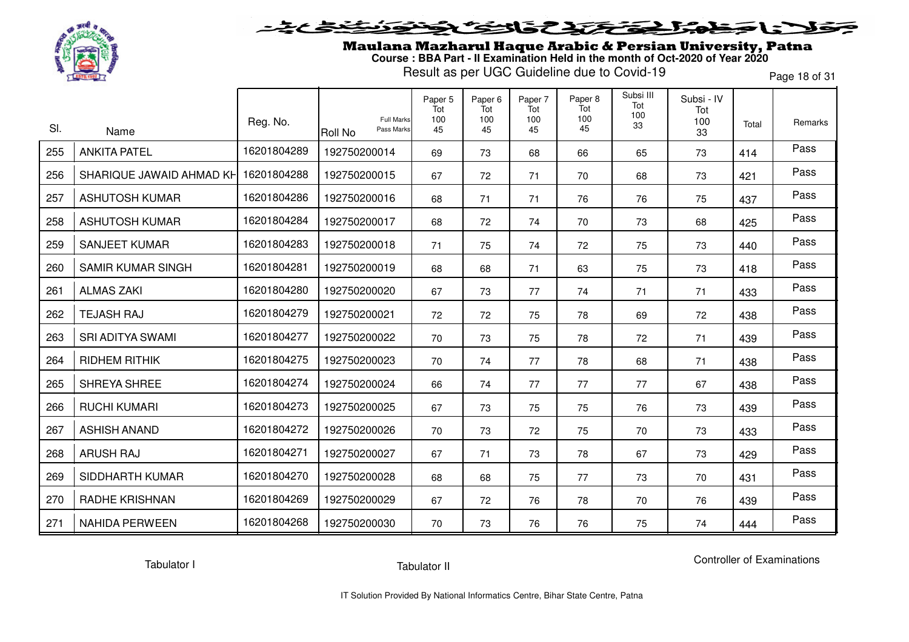# Maulana Mazharul Haque Arabic & Persian University, Patna

**Course : BBA Part - II Examination Held in the month of Oct-2020 of Year 2020**

Result as per UGC Guideline due to Covid-19

| Sl. | Name | Reg. No. | Roll No (Full Marks / Pass Marks) | Paper 5 Tot 100 45 | Paper 6 Tot 100 45 | Paper 7 Tot 100 45 | Paper 8 Tot 100 45 | Subsi III Tot 100 33 | Subsi - IV Tot 100 33 | Total | Remarks |
|---|---|---|---|---|---|---|---|---|---|---|---|
| 255 | ANKITA PATEL | 16201804289 | 192750200014 | 69 | 73 | 68 | 66 | 65 | 73 | 414 | Pass |
| 256 | SHARIQUE JAWAID AHMAD KH | 16201804288 | 192750200015 | 67 | 72 | 71 | 70 | 68 | 73 | 421 | Pass |
| 257 | ASHUTOSH KUMAR | 16201804286 | 192750200016 | 68 | 71 | 71 | 76 | 76 | 75 | 437 | Pass |
| 258 | ASHUTOSH KUMAR | 16201804284 | 192750200017 | 68 | 72 | 74 | 70 | 73 | 68 | 425 | Pass |
| 259 | SANJEET KUMAR | 16201804283 | 192750200018 | 71 | 75 | 74 | 72 | 75 | 73 | 440 | Pass |
| 260 | SAMIR KUMAR SINGH | 16201804281 | 192750200019 | 68 | 68 | 71 | 63 | 75 | 73 | 418 | Pass |
| 261 | ALMAS ZAKI | 16201804280 | 192750200020 | 67 | 73 | 77 | 74 | 71 | 71 | 433 | Pass |
| 262 | TEJASH RAJ | 16201804279 | 192750200021 | 72 | 72 | 75 | 78 | 69 | 72 | 438 | Pass |
| 263 | SRI ADITYA SWAMI | 16201804277 | 192750200022 | 70 | 73 | 75 | 78 | 72 | 71 | 439 | Pass |
| 264 | RIDHEM RITHIK | 16201804275 | 192750200023 | 70 | 74 | 77 | 78 | 68 | 71 | 438 | Pass |
| 265 | SHREYA SHREE | 16201804274 | 192750200024 | 66 | 74 | 77 | 77 | 77 | 67 | 438 | Pass |
| 266 | RUCHI KUMARI | 16201804273 | 192750200025 | 67 | 73 | 75 | 75 | 76 | 73 | 439 | Pass |
| 267 | ASHISH ANAND | 16201804272 | 192750200026 | 70 | 73 | 72 | 75 | 70 | 73 | 433 | Pass |
| 268 | ARUSH RAJ | 16201804271 | 192750200027 | 67 | 71 | 73 | 78 | 67 | 73 | 429 | Pass |
| 269 | SIDDHARTH KUMAR | 16201804270 | 192750200028 | 68 | 68 | 75 | 77 | 73 | 70 | 431 | Pass |
| 270 | RADHE KRISHNAN | 16201804269 | 192750200029 | 67 | 72 | 76 | 78 | 70 | 76 | 439 | Pass |
| 271 | NAHIDA PERWEEN | 16201804268 | 192750200030 | 70 | 73 | 76 | 76 | 75 | 74 | 444 | Pass |

Tabulator I        Tabulator II        Controller of Examinations

IT Solution Provided By National Informatics Centre, Bihar State Centre, Patna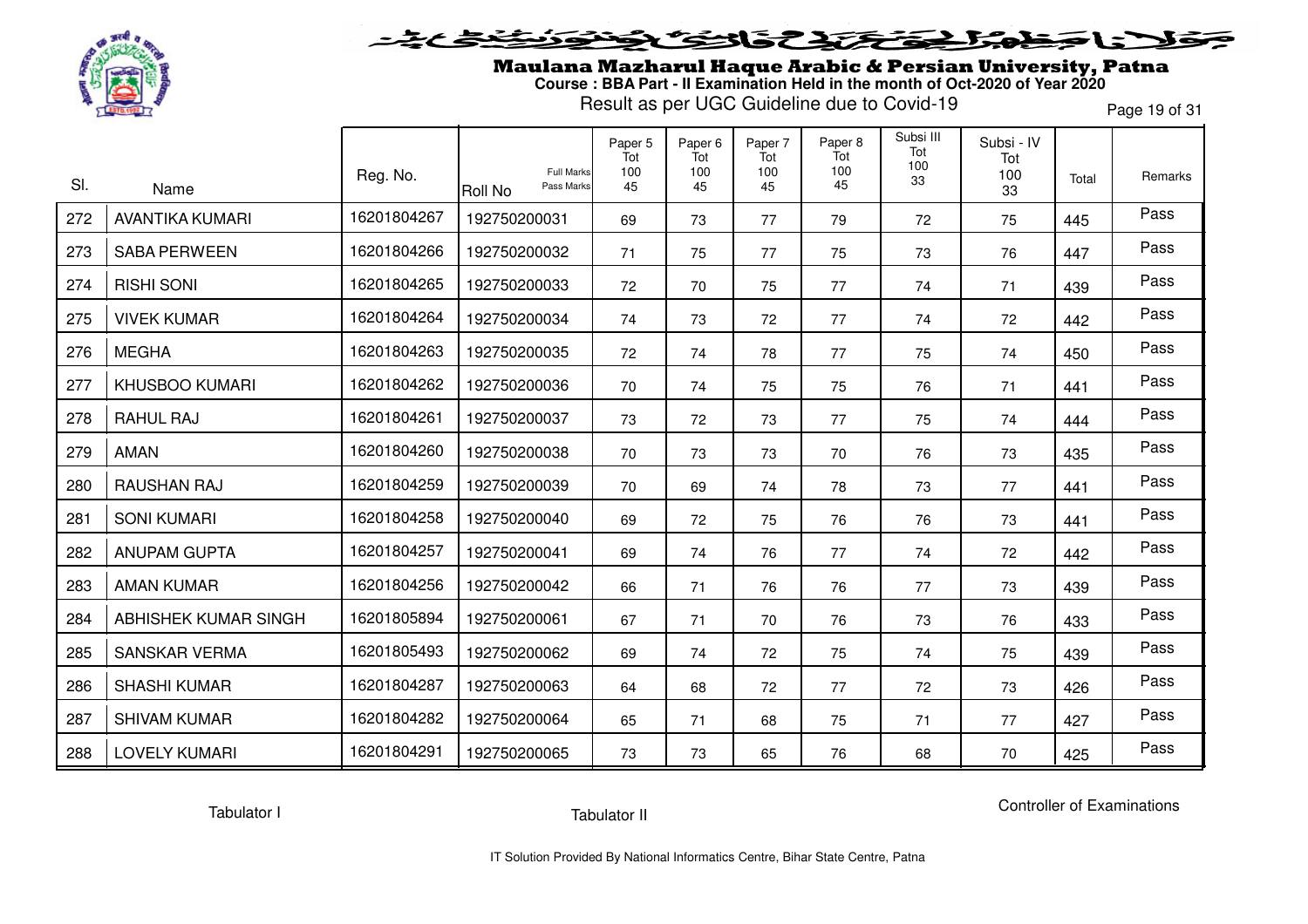# Maulana Mazharul Haque Arabic & Persian University, Patna

**Course : BBA Part - II Examination Held in the month of Oct-2020 of Year 2020**

Result as per UGC Guideline due to Covid-19

| Sl. | Name | Reg. No. | Roll No (Full Marks / Pass Marks) | Paper 5 Tot 100 45 | Paper 6 Tot 100 45 | Paper 7 Tot 100 45 | Paper 8 Tot 100 45 | Subsi III Tot 100 33 | Subsi - IV Tot 100 33 | Total | Remarks |
|---|---|---|---|---|---|---|---|---|---|---|---|
| 272 | AVANTIKA KUMARI | 16201804267 | 192750200031 | 69 | 73 | 77 | 79 | 72 | 75 | 445 | Pass |
| 273 | SABA PERWEEN | 16201804266 | 192750200032 | 71 | 75 | 77 | 75 | 73 | 76 | 447 | Pass |
| 274 | RISHI SONI | 16201804265 | 192750200033 | 72 | 70 | 75 | 77 | 74 | 71 | 439 | Pass |
| 275 | VIVEK KUMAR | 16201804264 | 192750200034 | 74 | 73 | 72 | 77 | 74 | 72 | 442 | Pass |
| 276 | MEGHA | 16201804263 | 192750200035 | 72 | 74 | 78 | 77 | 75 | 74 | 450 | Pass |
| 277 | KHUSBOO KUMARI | 16201804262 | 192750200036 | 70 | 74 | 75 | 75 | 76 | 71 | 441 | Pass |
| 278 | RAHUL RAJ | 16201804261 | 192750200037 | 73 | 72 | 73 | 77 | 75 | 74 | 444 | Pass |
| 279 | AMAN | 16201804260 | 192750200038 | 70 | 73 | 73 | 70 | 76 | 73 | 435 | Pass |
| 280 | RAUSHAN RAJ | 16201804259 | 192750200039 | 70 | 69 | 74 | 78 | 73 | 77 | 441 | Pass |
| 281 | SONI KUMARI | 16201804258 | 192750200040 | 69 | 72 | 75 | 76 | 76 | 73 | 441 | Pass |
| 282 | ANUPAM GUPTA | 16201804257 | 192750200041 | 69 | 74 | 76 | 77 | 74 | 72 | 442 | Pass |
| 283 | AMAN KUMAR | 16201804256 | 192750200042 | 66 | 71 | 76 | 76 | 77 | 73 | 439 | Pass |
| 284 | ABHISHEK KUMAR SINGH | 16201805894 | 192750200061 | 67 | 71 | 70 | 76 | 73 | 76 | 433 | Pass |
| 285 | SANSKAR VERMA | 16201805493 | 192750200062 | 69 | 74 | 72 | 75 | 74 | 75 | 439 | Pass |
| 286 | SHASHI KUMAR | 16201804287 | 192750200063 | 64 | 68 | 72 | 77 | 72 | 73 | 426 | Pass |
| 287 | SHIVAM KUMAR | 16201804282 | 192750200064 | 65 | 71 | 68 | 75 | 71 | 77 | 427 | Pass |
| 288 | LOVELY KUMARI | 16201804291 | 192750200065 | 73 | 73 | 65 | 76 | 68 | 70 | 425 | Pass |

Tabulator I  Tabulator II  Controller of Examinations

IT Solution Provided By National Informatics Centre, Bihar State Centre, Patna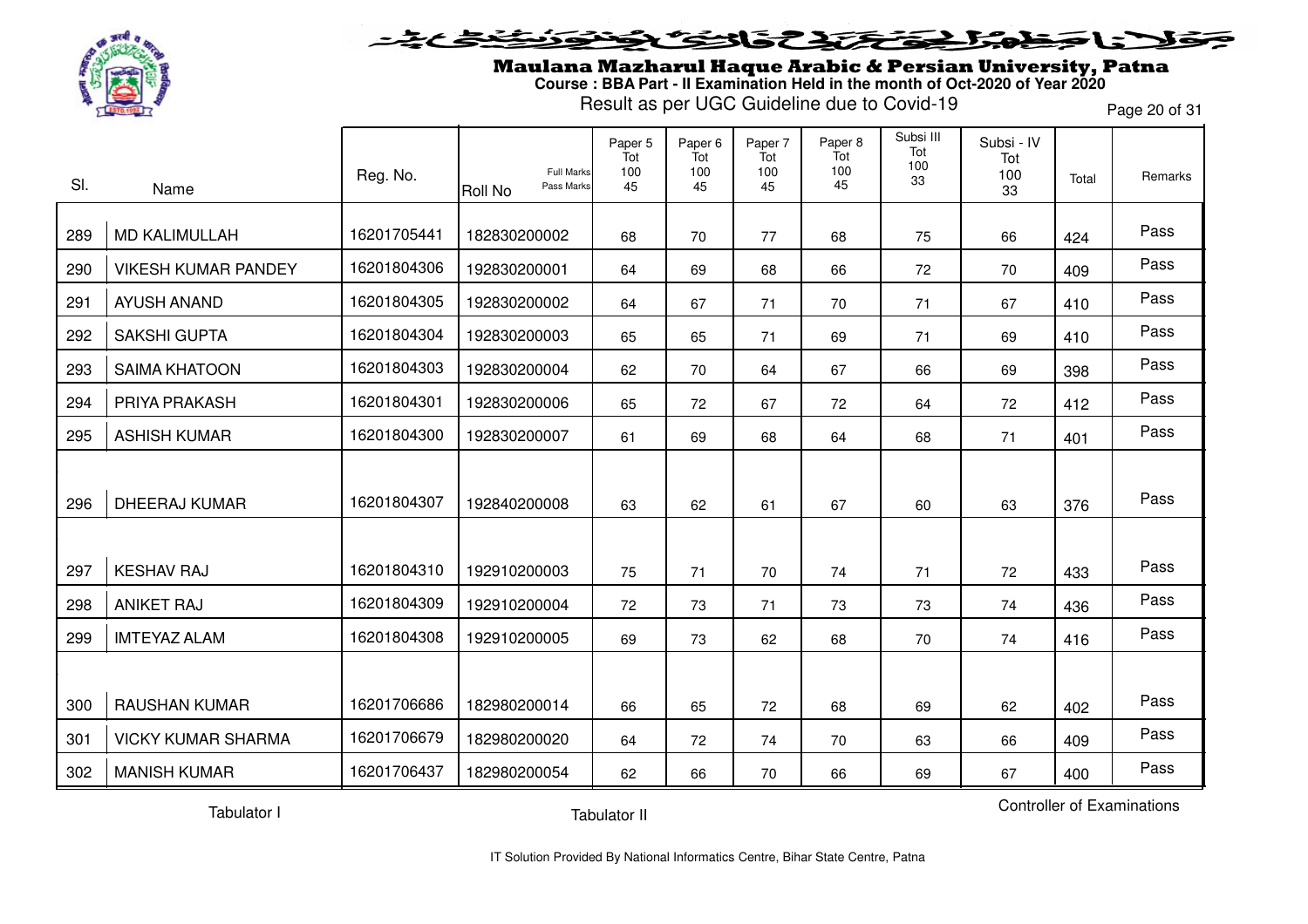# Maulana Mazharul Haque Arabic & Persian University, Patna

**Course : BBA Part - II Examination Held in the month of Oct-2020 of Year 2020**

Result as per UGC Guideline due to Covid-19

| Sl. | Name | Reg. No. | Roll No (Full Marks / Pass Marks) | Paper 5 Tot 100 45 | Paper 6 Tot 100 45 | Paper 7 Tot 100 45 | Paper 8 Tot 100 45 | Subsi III Tot 100 33 | Subsi - IV Tot 100 33 | Total | Remarks |
|---|---|---|---|---|---|---|---|---|---|---|---|
| 289 | MD KALIMULLAH | 16201705441 | 182830200002 | 68 | 70 | 77 | 68 | 75 | 66 | 424 | Pass |
| 290 | VIKESH KUMAR PANDEY | 16201804306 | 192830200001 | 64 | 69 | 68 | 66 | 72 | 70 | 409 | Pass |
| 291 | AYUSH ANAND | 16201804305 | 192830200002 | 64 | 67 | 71 | 70 | 71 | 67 | 410 | Pass |
| 292 | SAKSHI GUPTA | 16201804304 | 192830200003 | 65 | 65 | 71 | 69 | 71 | 69 | 410 | Pass |
| 293 | SAIMA KHATOON | 16201804303 | 192830200004 | 62 | 70 | 64 | 67 | 66 | 69 | 398 | Pass |
| 294 | PRIYA PRAKASH | 16201804301 | 192830200006 | 65 | 72 | 67 | 72 | 64 | 72 | 412 | Pass |
| 295 | ASHISH KUMAR | 16201804300 | 192830200007 | 61 | 69 | 68 | 64 | 68 | 71 | 401 | Pass |
| 296 | DHEERAJ KUMAR | 16201804307 | 192840200008 | 63 | 62 | 61 | 67 | 60 | 63 | 376 | Pass |
| 297 | KESHAV RAJ | 16201804310 | 192910200003 | 75 | 71 | 70 | 74 | 71 | 72 | 433 | Pass |
| 298 | ANIKET RAJ | 16201804309 | 192910200004 | 72 | 73 | 71 | 73 | 73 | 74 | 436 | Pass |
| 299 | IMTEYAZ ALAM | 16201804308 | 192910200005 | 69 | 73 | 62 | 68 | 70 | 74 | 416 | Pass |
| 300 | RAUSHAN KUMAR | 16201706686 | 182980200014 | 66 | 65 | 72 | 68 | 69 | 62 | 402 | Pass |
| 301 | VICKY KUMAR SHARMA | 16201706679 | 182980200020 | 64 | 72 | 74 | 70 | 63 | 66 | 409 | Pass |
| 302 | MANISH KUMAR | 16201706437 | 182980200054 | 62 | 66 | 70 | 66 | 69 | 67 | 400 | Pass |

Tabulator I | Tabulator II | Controller of Examinations

IT Solution Provided By National Informatics Centre, Bihar State Centre, Patna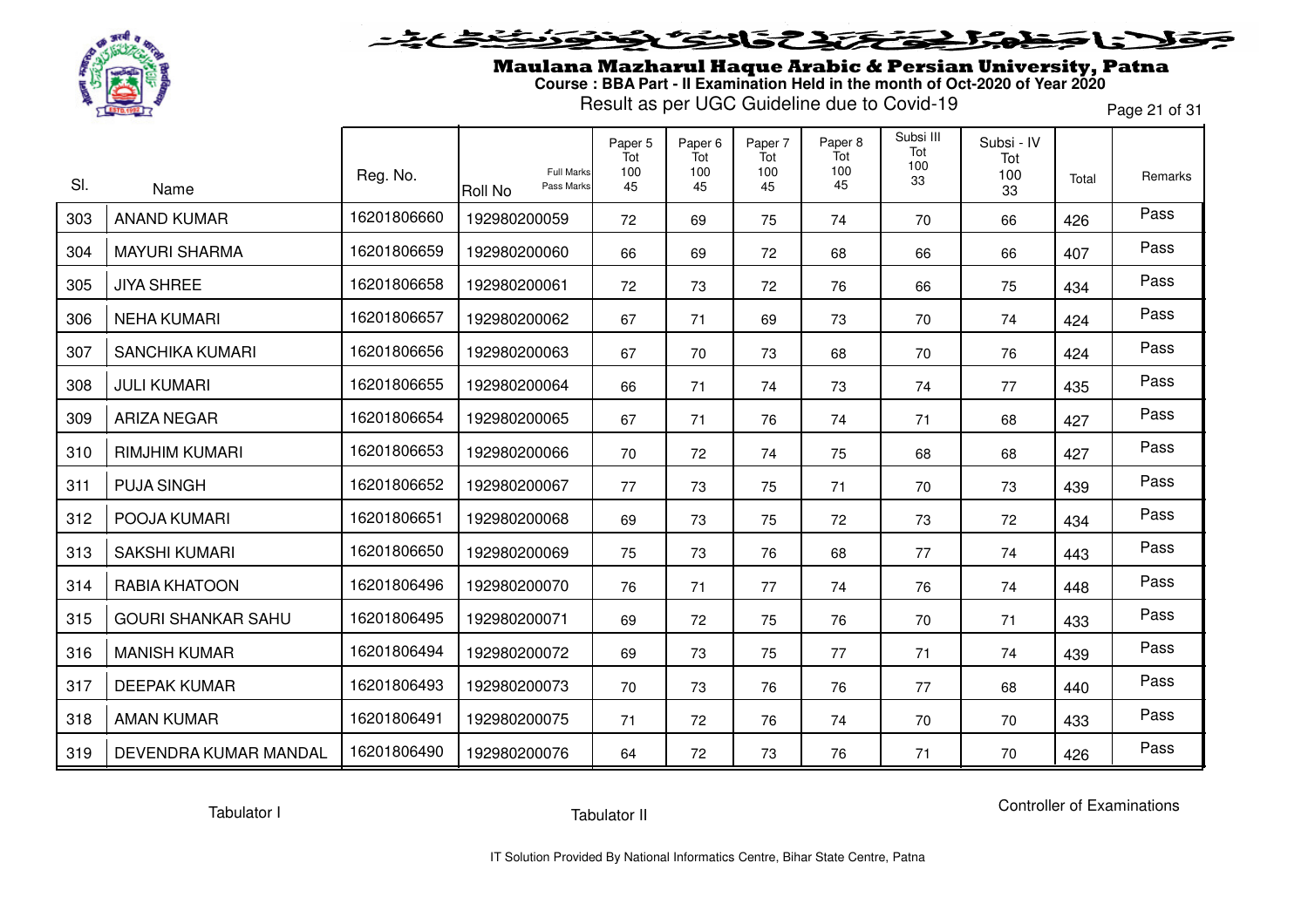# Maulana Mazharul Haque Arabic & Persian University, Patna

**Course : BBA Part - II Examination Held in the month of Oct-2020 of Year 2020**

Result as per UGC Guideline due to Covid-19

| Sl. | Name | Reg. No. | Roll No (Full Marks / Pass Marks) | Paper 5 Tot 100 45 | Paper 6 Tot 100 45 | Paper 7 Tot 100 45 | Paper 8 Tot 100 45 | Subsi III Tot 100 33 | Subsi - IV Tot 100 33 | Total | Remarks |
|---|---|---|---|---|---|---|---|---|---|---|---|
| 303 | ANAND KUMAR | 16201806660 | 192980200059 | 72 | 69 | 75 | 74 | 70 | 66 | 426 | Pass |
| 304 | MAYURI SHARMA | 16201806659 | 192980200060 | 66 | 69 | 72 | 68 | 66 | 66 | 407 | Pass |
| 305 | JIYA SHREE | 16201806658 | 192980200061 | 72 | 73 | 72 | 76 | 66 | 75 | 434 | Pass |
| 306 | NEHA KUMARI | 16201806657 | 192980200062 | 67 | 71 | 69 | 73 | 70 | 74 | 424 | Pass |
| 307 | SANCHIKA KUMARI | 16201806656 | 192980200063 | 67 | 70 | 73 | 68 | 70 | 76 | 424 | Pass |
| 308 | JULI KUMARI | 16201806655 | 192980200064 | 66 | 71 | 74 | 73 | 74 | 77 | 435 | Pass |
| 309 | ARIZA NEGAR | 16201806654 | 192980200065 | 67 | 71 | 76 | 74 | 71 | 68 | 427 | Pass |
| 310 | RIMJHIM KUMARI | 16201806653 | 192980200066 | 70 | 72 | 74 | 75 | 68 | 68 | 427 | Pass |
| 311 | PUJA SINGH | 16201806652 | 192980200067 | 77 | 73 | 75 | 71 | 70 | 73 | 439 | Pass |
| 312 | POOJA KUMARI | 16201806651 | 192980200068 | 69 | 73 | 75 | 72 | 73 | 72 | 434 | Pass |
| 313 | SAKSHI KUMARI | 16201806650 | 192980200069 | 75 | 73 | 76 | 68 | 77 | 74 | 443 | Pass |
| 314 | RABIA KHATOON | 16201806496 | 192980200070 | 76 | 71 | 77 | 74 | 76 | 74 | 448 | Pass |
| 315 | GOURI SHANKAR SAHU | 16201806495 | 192980200071 | 69 | 72 | 75 | 76 | 70 | 71 | 433 | Pass |
| 316 | MANISH KUMAR | 16201806494 | 192980200072 | 69 | 73 | 75 | 77 | 71 | 74 | 439 | Pass |
| 317 | DEEPAK KUMAR | 16201806493 | 192980200073 | 70 | 73 | 76 | 76 | 77 | 68 | 440 | Pass |
| 318 | AMAN KUMAR | 16201806491 | 192980200075 | 71 | 72 | 76 | 74 | 70 | 70 | 433 | Pass |
| 319 | DEVENDRA KUMAR MANDAL | 16201806490 | 192980200076 | 64 | 72 | 73 | 76 | 71 | 70 | 426 | Pass |

Tabulator I Tabulator II Controller of Examinations

IT Solution Provided By National Informatics Centre, Bihar State Centre, Patna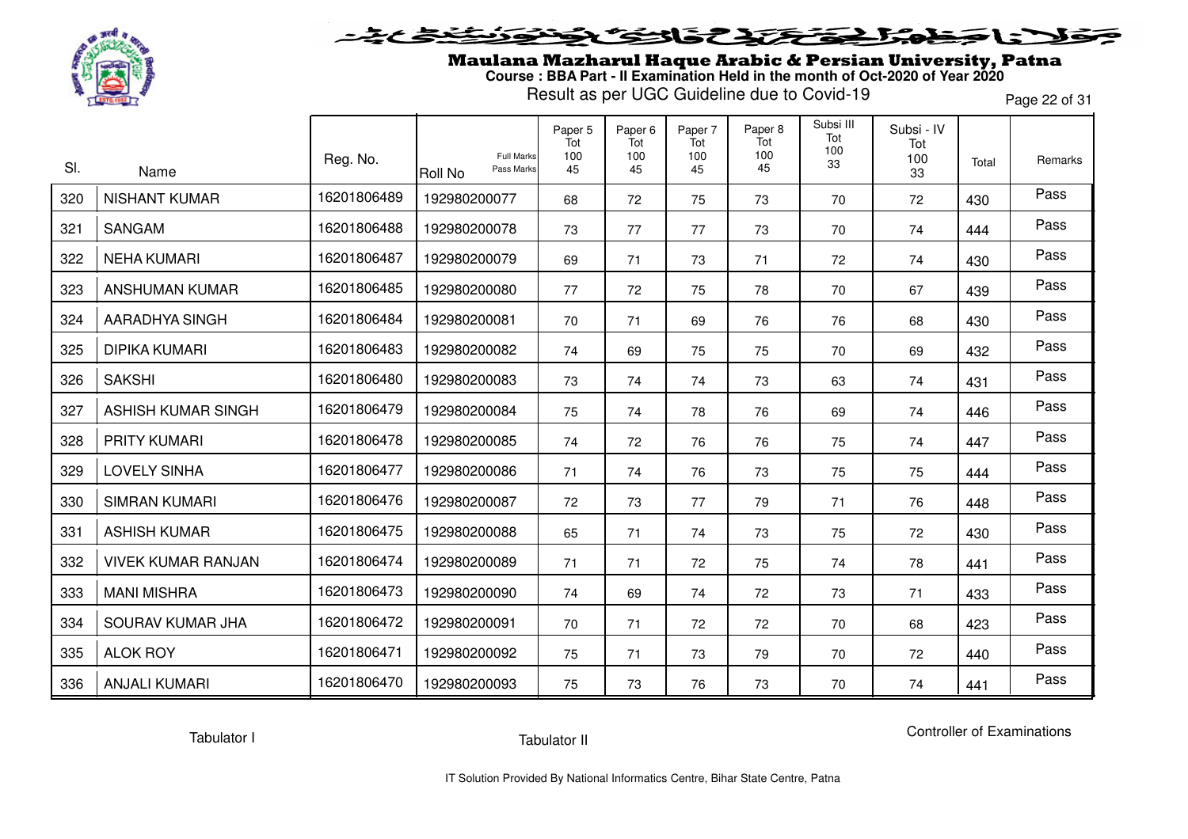# Maulana Mazharul Haque Arabic & Persian University, Patna

**Course : BBA Part - II Examination Held in the month of Oct-2020 of Year 2020**

Result as per UGC Guideline due to Covid-19

| Sl. | Name | Reg. No. | Roll No (Full Marks / Pass Marks) | Paper 5 Tot 100 45 | Paper 6 Tot 100 45 | Paper 7 Tot 100 45 | Paper 8 Tot 100 45 | Subsi III Tot 100 33 | Subsi - IV Tot 100 33 | Total | Remarks |
|---|---|---|---|---|---|---|---|---|---|---|---|
| 320 | NISHANT KUMAR | 16201806489 | 192980200077 | 68 | 72 | 75 | 73 | 70 | 72 | 430 | Pass |
| 321 | SANGAM | 16201806488 | 192980200078 | 73 | 77 | 77 | 73 | 70 | 74 | 444 | Pass |
| 322 | NEHA KUMARI | 16201806487 | 192980200079 | 69 | 71 | 73 | 71 | 72 | 74 | 430 | Pass |
| 323 | ANSHUMAN KUMAR | 16201806485 | 192980200080 | 77 | 72 | 75 | 78 | 70 | 67 | 439 | Pass |
| 324 | AARADHYA SINGH | 16201806484 | 192980200081 | 70 | 71 | 69 | 76 | 76 | 68 | 430 | Pass |
| 325 | DIPIKA KUMARI | 16201806483 | 192980200082 | 74 | 69 | 75 | 75 | 70 | 69 | 432 | Pass |
| 326 | SAKSHI | 16201806480 | 192980200083 | 73 | 74 | 74 | 73 | 63 | 74 | 431 | Pass |
| 327 | ASHISH KUMAR SINGH | 16201806479 | 192980200084 | 75 | 74 | 78 | 76 | 69 | 74 | 446 | Pass |
| 328 | PRITY KUMARI | 16201806478 | 192980200085 | 74 | 72 | 76 | 76 | 75 | 74 | 447 | Pass |
| 329 | LOVELY SINHA | 16201806477 | 192980200086 | 71 | 74 | 76 | 73 | 75 | 75 | 444 | Pass |
| 330 | SIMRAN KUMARI | 16201806476 | 192980200087 | 72 | 73 | 77 | 79 | 71 | 76 | 448 | Pass |
| 331 | ASHISH KUMAR | 16201806475 | 192980200088 | 65 | 71 | 74 | 73 | 75 | 72 | 430 | Pass |
| 332 | VIVEK KUMAR RANJAN | 16201806474 | 192980200089 | 71 | 71 | 72 | 75 | 74 | 78 | 441 | Pass |
| 333 | MANI MISHRA | 16201806473 | 192980200090 | 74 | 69 | 74 | 72 | 73 | 71 | 433 | Pass |
| 334 | SOURAV KUMAR JHA | 16201806472 | 192980200091 | 70 | 71 | 72 | 72 | 70 | 68 | 423 | Pass |
| 335 | ALOK ROY | 16201806471 | 192980200092 | 75 | 71 | 73 | 79 | 70 | 72 | 440 | Pass |
| 336 | ANJALI KUMARI | 16201806470 | 192980200093 | 75 | 73 | 76 | 73 | 70 | 74 | 441 | Pass |

Tabulator I          Tabulator II          Controller of Examinations

IT Solution Provided By National Informatics Centre, Bihar State Centre, Patna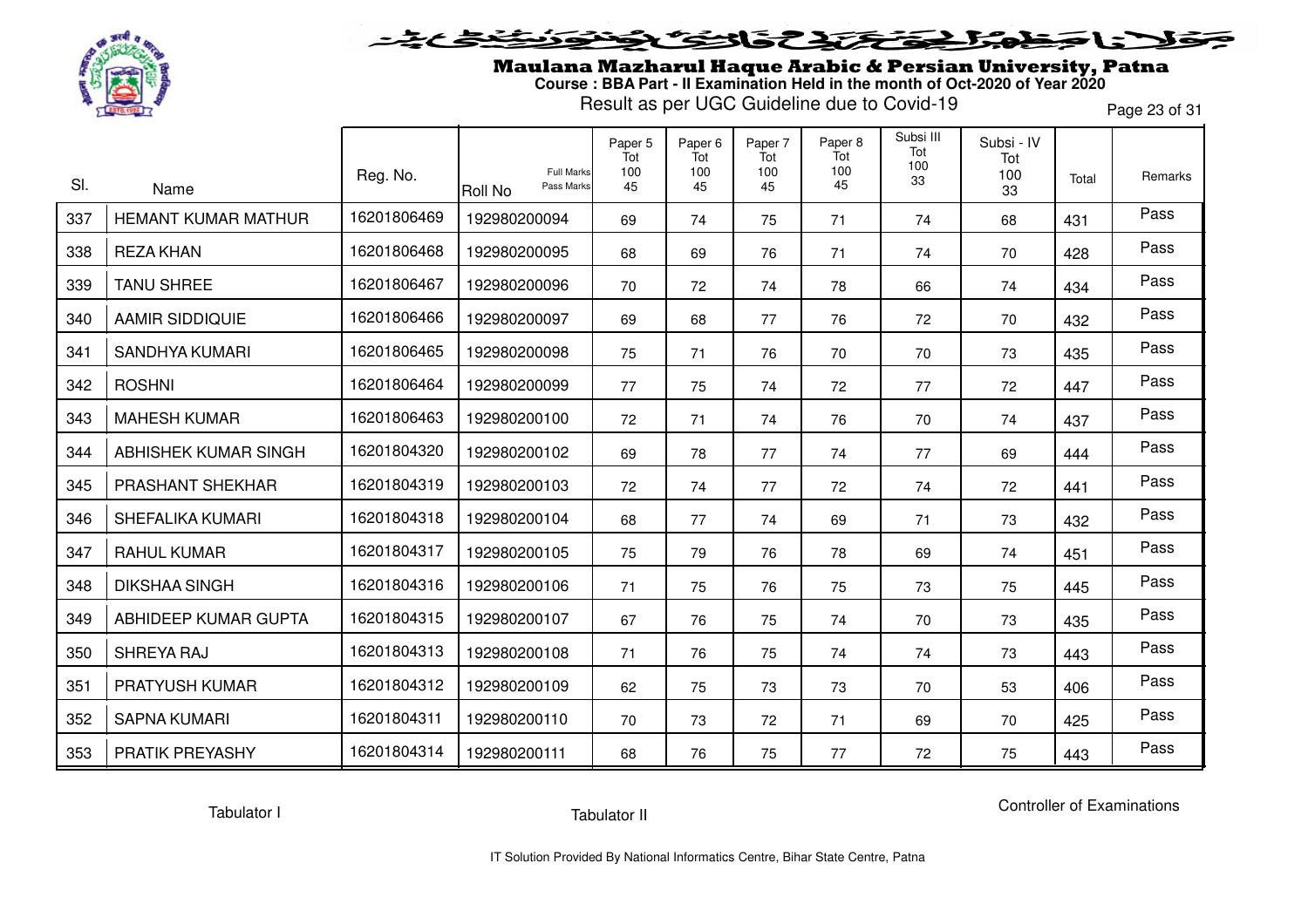# Maulana Mazharul Haque Arabic & Persian University, Patna

**Course : BBA Part - II Examination Held in the month of Oct-2020 of Year 2020**

Result as per UGC Guideline due to Covid-19

| Sl. | Name | Reg. No. | Roll No (Full Marks / Pass Marks) | Paper 5 Tot 100 45 | Paper 6 Tot 100 45 | Paper 7 Tot 100 45 | Paper 8 Tot 100 45 | Subsi III Tot 100 33 | Subsi - IV Tot 100 33 | Total | Remarks |
|---|---|---|---|---|---|---|---|---|---|---|---|
| 337 | HEMANT KUMAR MATHUR | 16201806469 | 192980200094 | 69 | 74 | 75 | 71 | 74 | 68 | 431 | Pass |
| 338 | REZA KHAN | 16201806468 | 192980200095 | 68 | 69 | 76 | 71 | 74 | 70 | 428 | Pass |
| 339 | TANU SHREE | 16201806467 | 192980200096 | 70 | 72 | 74 | 78 | 66 | 74 | 434 | Pass |
| 340 | AAMIR SIDDIQUIE | 16201806466 | 192980200097 | 69 | 68 | 77 | 76 | 72 | 70 | 432 | Pass |
| 341 | SANDHYA KUMARI | 16201806465 | 192980200098 | 75 | 71 | 76 | 70 | 70 | 73 | 435 | Pass |
| 342 | ROSHNI | 16201806464 | 192980200099 | 77 | 75 | 74 | 72 | 77 | 72 | 447 | Pass |
| 343 | MAHESH KUMAR | 16201806463 | 192980200100 | 72 | 71 | 74 | 76 | 70 | 74 | 437 | Pass |
| 344 | ABHISHEK KUMAR SINGH | 16201804320 | 192980200102 | 69 | 78 | 77 | 74 | 77 | 69 | 444 | Pass |
| 345 | PRASHANT SHEKHAR | 16201804319 | 192980200103 | 72 | 74 | 77 | 72 | 74 | 72 | 441 | Pass |
| 346 | SHEFALIKA KUMARI | 16201804318 | 192980200104 | 68 | 77 | 74 | 69 | 71 | 73 | 432 | Pass |
| 347 | RAHUL KUMAR | 16201804317 | 192980200105 | 75 | 79 | 76 | 78 | 69 | 74 | 451 | Pass |
| 348 | DIKSHAA SINGH | 16201804316 | 192980200106 | 71 | 75 | 76 | 75 | 73 | 75 | 445 | Pass |
| 349 | ABHIDEEP KUMAR GUPTA | 16201804315 | 192980200107 | 67 | 76 | 75 | 74 | 70 | 73 | 435 | Pass |
| 350 | SHREYA RAJ | 16201804313 | 192980200108 | 71 | 76 | 75 | 74 | 74 | 73 | 443 | Pass |
| 351 | PRATYUSH KUMAR | 16201804312 | 192980200109 | 62 | 75 | 73 | 73 | 70 | 53 | 406 | Pass |
| 352 | SAPNA KUMARI | 16201804311 | 192980200110 | 70 | 73 | 72 | 71 | 69 | 70 | 425 | Pass |
| 353 | PRATIK PREYASHY | 16201804314 | 192980200111 | 68 | 76 | 75 | 77 | 72 | 75 | 443 | Pass |

Tabulator I　　　Tabulator II　　　Controller of Examinations

IT Solution Provided By National Informatics Centre, Bihar State Centre, Patna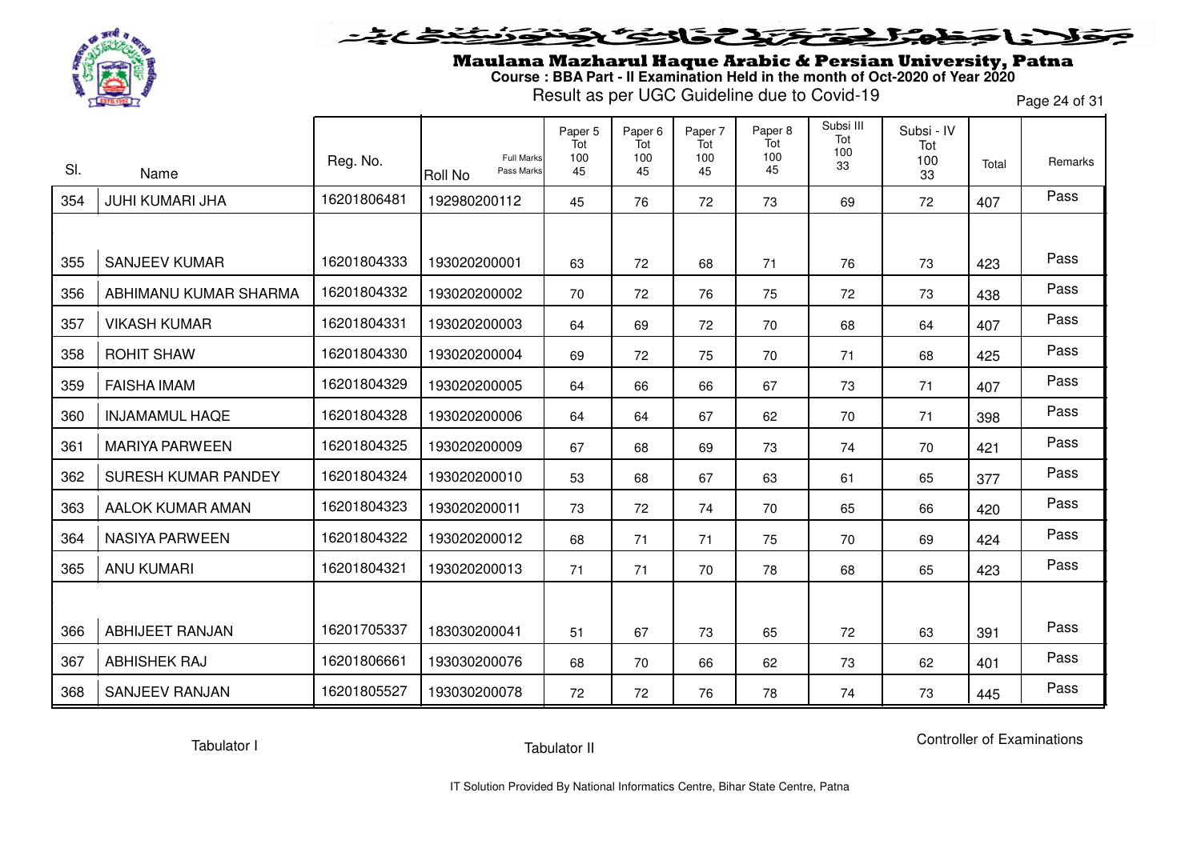# Maulana Mazharul Haque Arabic & Persian University, Patna

**Course : BBA Part - II Examination Held in the month of Oct-2020 of Year 2020**

Result as per UGC Guideline due to Covid-19

| Sl. | Name | Reg. No. | Roll No (Full Marks / Pass Marks) | Paper 5 Tot 100 45 | Paper 6 Tot 100 45 | Paper 7 Tot 100 45 | Paper 8 Tot 100 45 | Subsi III Tot 100 33 | Subsi - IV Tot 100 33 | Total | Remarks |
|---|---|---|---|---|---|---|---|---|---|---|---|
| 354 | JUHI KUMARI JHA | 16201806481 | 192980200112 | 45 | 76 | 72 | 73 | 69 | 72 | 407 | Pass |
| 355 | SANJEEV KUMAR | 16201804333 | 193020200001 | 63 | 72 | 68 | 71 | 76 | 73 | 423 | Pass |
| 356 | ABHIMANU KUMAR SHARMA | 16201804332 | 193020200002 | 70 | 72 | 76 | 75 | 72 | 73 | 438 | Pass |
| 357 | VIKASH KUMAR | 16201804331 | 193020200003 | 64 | 69 | 72 | 70 | 68 | 64 | 407 | Pass |
| 358 | ROHIT SHAW | 16201804330 | 193020200004 | 69 | 72 | 75 | 70 | 71 | 68 | 425 | Pass |
| 359 | FAISHA IMAM | 16201804329 | 193020200005 | 64 | 66 | 66 | 67 | 73 | 71 | 407 | Pass |
| 360 | INJAMAMUL HAQE | 16201804328 | 193020200006 | 64 | 64 | 67 | 62 | 70 | 71 | 398 | Pass |
| 361 | MARIYA PARWEEN | 16201804325 | 193020200009 | 67 | 68 | 69 | 73 | 74 | 70 | 421 | Pass |
| 362 | SURESH KUMAR PANDEY | 16201804324 | 193020200010 | 53 | 68 | 67 | 63 | 61 | 65 | 377 | Pass |
| 363 | AALOK KUMAR AMAN | 16201804323 | 193020200011 | 73 | 72 | 74 | 70 | 65 | 66 | 420 | Pass |
| 364 | NASIYA PARWEEN | 16201804322 | 193020200012 | 68 | 71 | 71 | 75 | 70 | 69 | 424 | Pass |
| 365 | ANU KUMARI | 16201804321 | 193020200013 | 71 | 71 | 70 | 78 | 68 | 65 | 423 | Pass |
| 366 | ABHIJEET RANJAN | 16201705337 | 183030200041 | 51 | 67 | 73 | 65 | 72 | 63 | 391 | Pass |
| 367 | ABHISHEK RAJ | 16201806661 | 193030200076 | 68 | 70 | 66 | 62 | 73 | 62 | 401 | Pass |
| 368 | SANJEEV RANJAN | 16201805527 | 193030200078 | 72 | 72 | 76 | 78 | 74 | 73 | 445 | Pass |

Tabulator I    Tabulator II    Controller of Examinations

IT Solution Provided By National Informatics Centre, Bihar State Centre, Patna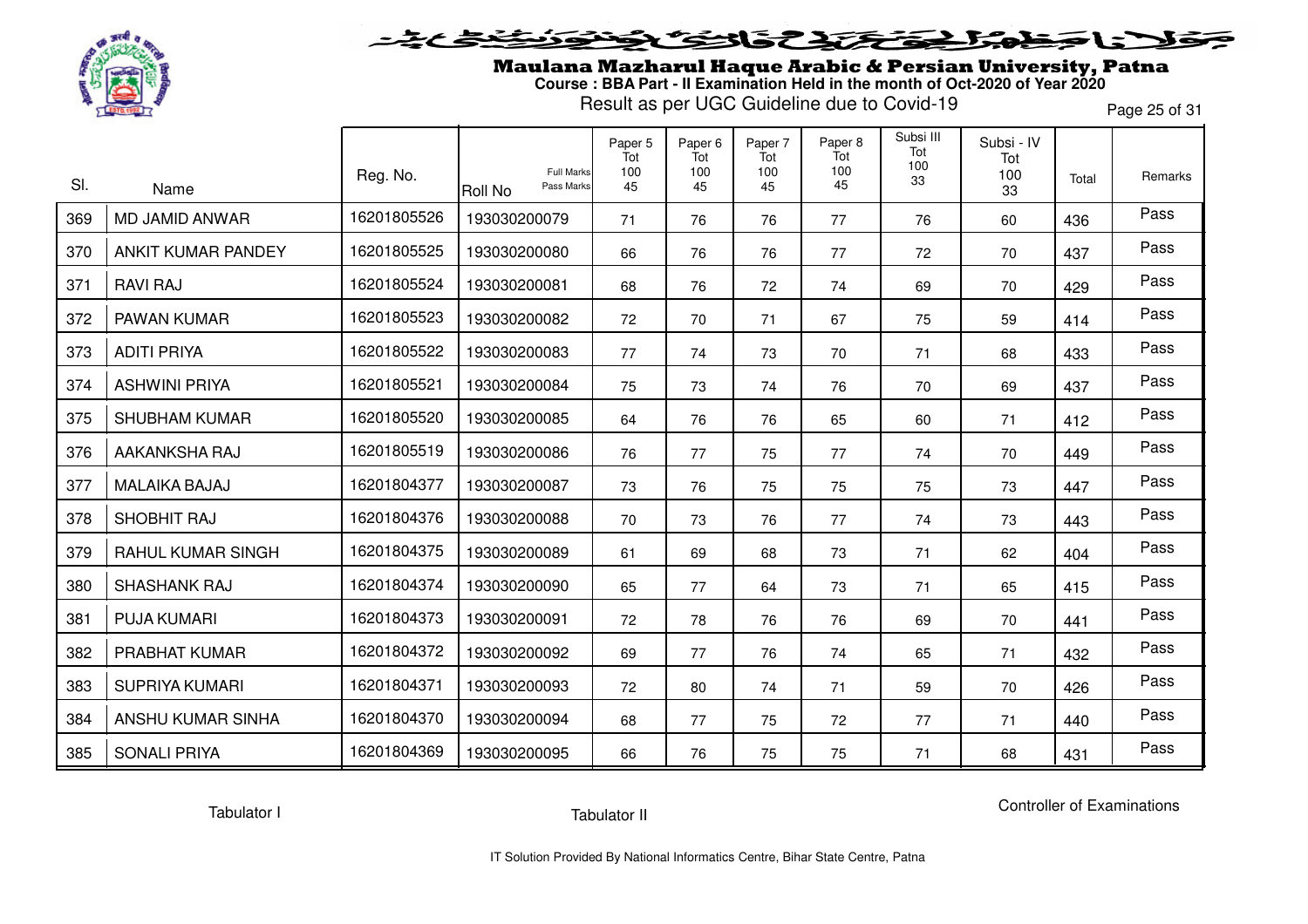# Maulana Mazharul Haque Arabic & Persian University, Patna

**Course : BBA Part - II Examination Held in the month of Oct-2020 of Year 2020**

Result as per UGC Guideline due to Covid-19

| Sl. | Name | Reg. No. | Roll No (Full Marks / Pass Marks) | Paper 5 Tot 100 45 | Paper 6 Tot 100 45 | Paper 7 Tot 100 45 | Paper 8 Tot 100 45 | Subsi III Tot 100 33 | Subsi - IV Tot 100 33 | Total | Remarks |
|---|---|---|---|---|---|---|---|---|---|---|---|
| 369 | MD JAMID ANWAR | 16201805526 | 193030200079 | 71 | 76 | 76 | 77 | 76 | 60 | 436 | Pass |
| 370 | ANKIT KUMAR PANDEY | 16201805525 | 193030200080 | 66 | 76 | 76 | 77 | 72 | 70 | 437 | Pass |
| 371 | RAVI RAJ | 16201805524 | 193030200081 | 68 | 76 | 72 | 74 | 69 | 70 | 429 | Pass |
| 372 | PAWAN KUMAR | 16201805523 | 193030200082 | 72 | 70 | 71 | 67 | 75 | 59 | 414 | Pass |
| 373 | ADITI PRIYA | 16201805522 | 193030200083 | 77 | 74 | 73 | 70 | 71 | 68 | 433 | Pass |
| 374 | ASHWINI PRIYA | 16201805521 | 193030200084 | 75 | 73 | 74 | 76 | 70 | 69 | 437 | Pass |
| 375 | SHUBHAM KUMAR | 16201805520 | 193030200085 | 64 | 76 | 76 | 65 | 60 | 71 | 412 | Pass |
| 376 | AAKANKSHA RAJ | 16201805519 | 193030200086 | 76 | 77 | 75 | 77 | 74 | 70 | 449 | Pass |
| 377 | MALAIKA BAJAJ | 16201804377 | 193030200087 | 73 | 76 | 75 | 75 | 75 | 73 | 447 | Pass |
| 378 | SHOBHIT RAJ | 16201804376 | 193030200088 | 70 | 73 | 76 | 77 | 74 | 73 | 443 | Pass |
| 379 | RAHUL KUMAR SINGH | 16201804375 | 193030200089 | 61 | 69 | 68 | 73 | 71 | 62 | 404 | Pass |
| 380 | SHASHANK RAJ | 16201804374 | 193030200090 | 65 | 77 | 64 | 73 | 71 | 65 | 415 | Pass |
| 381 | PUJA KUMARI | 16201804373 | 193030200091 | 72 | 78 | 76 | 76 | 69 | 70 | 441 | Pass |
| 382 | PRABHAT KUMAR | 16201804372 | 193030200092 | 69 | 77 | 76 | 74 | 65 | 71 | 432 | Pass |
| 383 | SUPRIYA KUMARI | 16201804371 | 193030200093 | 72 | 80 | 74 | 71 | 59 | 70 | 426 | Pass |
| 384 | ANSHU KUMAR SINHA | 16201804370 | 193030200094 | 68 | 77 | 75 | 72 | 77 | 71 | 440 | Pass |
| 385 | SONALI PRIYA | 16201804369 | 193030200095 | 66 | 76 | 75 | 75 | 71 | 68 | 431 | Pass |

Tabulator I    Tabulator II    Controller of Examinations

IT Solution Provided By National Informatics Centre, Bihar State Centre, Patna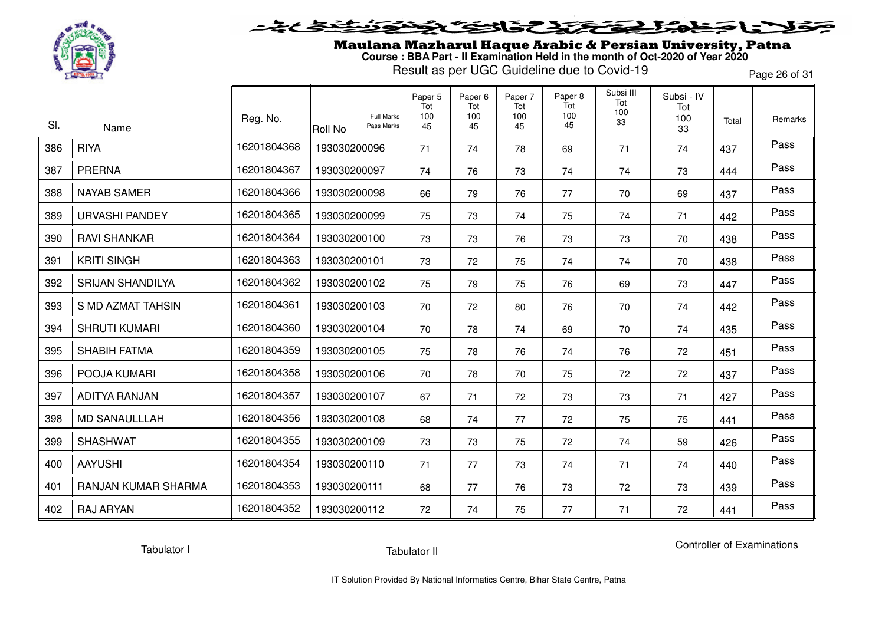# Maulana Mazharul Haque Arabic & Persian University, Patna

**Course : BBA Part - II Examination Held in the month of Oct-2020 of Year 2020**

Result as per UGC Guideline due to Covid-19

| Sl. | Name | Reg. No. | Roll No (Full Marks / Pass Marks) | Paper 5 Tot 100 45 | Paper 6 Tot 100 45 | Paper 7 Tot 100 45 | Paper 8 Tot 100 45 | Subsi III Tot 100 33 | Subsi - IV Tot 100 33 | Total | Remarks |
|---|---|---|---|---|---|---|---|---|---|---|---|
| 386 | RIYA | 16201804368 | 193030200096 | 71 | 74 | 78 | 69 | 71 | 74 | 437 | Pass |
| 387 | PRERNA | 16201804367 | 193030200097 | 74 | 76 | 73 | 74 | 74 | 73 | 444 | Pass |
| 388 | NAYAB SAMER | 16201804366 | 193030200098 | 66 | 79 | 76 | 77 | 70 | 69 | 437 | Pass |
| 389 | URVASHI PANDEY | 16201804365 | 193030200099 | 75 | 73 | 74 | 75 | 74 | 71 | 442 | Pass |
| 390 | RAVI SHANKAR | 16201804364 | 193030200100 | 73 | 73 | 76 | 73 | 73 | 70 | 438 | Pass |
| 391 | KRITI SINGH | 16201804363 | 193030200101 | 73 | 72 | 75 | 74 | 74 | 70 | 438 | Pass |
| 392 | SRIJAN SHANDILYA | 16201804362 | 193030200102 | 75 | 79 | 75 | 76 | 69 | 73 | 447 | Pass |
| 393 | S MD AZMAT TAHSIN | 16201804361 | 193030200103 | 70 | 72 | 80 | 76 | 70 | 74 | 442 | Pass |
| 394 | SHRUTI KUMARI | 16201804360 | 193030200104 | 70 | 78 | 74 | 69 | 70 | 74 | 435 | Pass |
| 395 | SHABIH FATMA | 16201804359 | 193030200105 | 75 | 78 | 76 | 74 | 76 | 72 | 451 | Pass |
| 396 | POOJA KUMARI | 16201804358 | 193030200106 | 70 | 78 | 70 | 75 | 72 | 72 | 437 | Pass |
| 397 | ADITYA RANJAN | 16201804357 | 193030200107 | 67 | 71 | 72 | 73 | 73 | 71 | 427 | Pass |
| 398 | MD SANAULLLAH | 16201804356 | 193030200108 | 68 | 74 | 77 | 72 | 75 | 75 | 441 | Pass |
| 399 | SHASHWAT | 16201804355 | 193030200109 | 73 | 73 | 75 | 72 | 74 | 59 | 426 | Pass |
| 400 | AAYUSHI | 16201804354 | 193030200110 | 71 | 77 | 73 | 74 | 71 | 74 | 440 | Pass |
| 401 | RANJAN KUMAR SHARMA | 16201804353 | 193030200111 | 68 | 77 | 76 | 73 | 72 | 73 | 439 | Pass |
| 402 | RAJ ARYAN | 16201804352 | 193030200112 | 72 | 74 | 75 | 77 | 71 | 72 | 441 | Pass |

Tabulator I | Tabulator II | Controller of Examinations

IT Solution Provided By National Informatics Centre, Bihar State Centre, Patna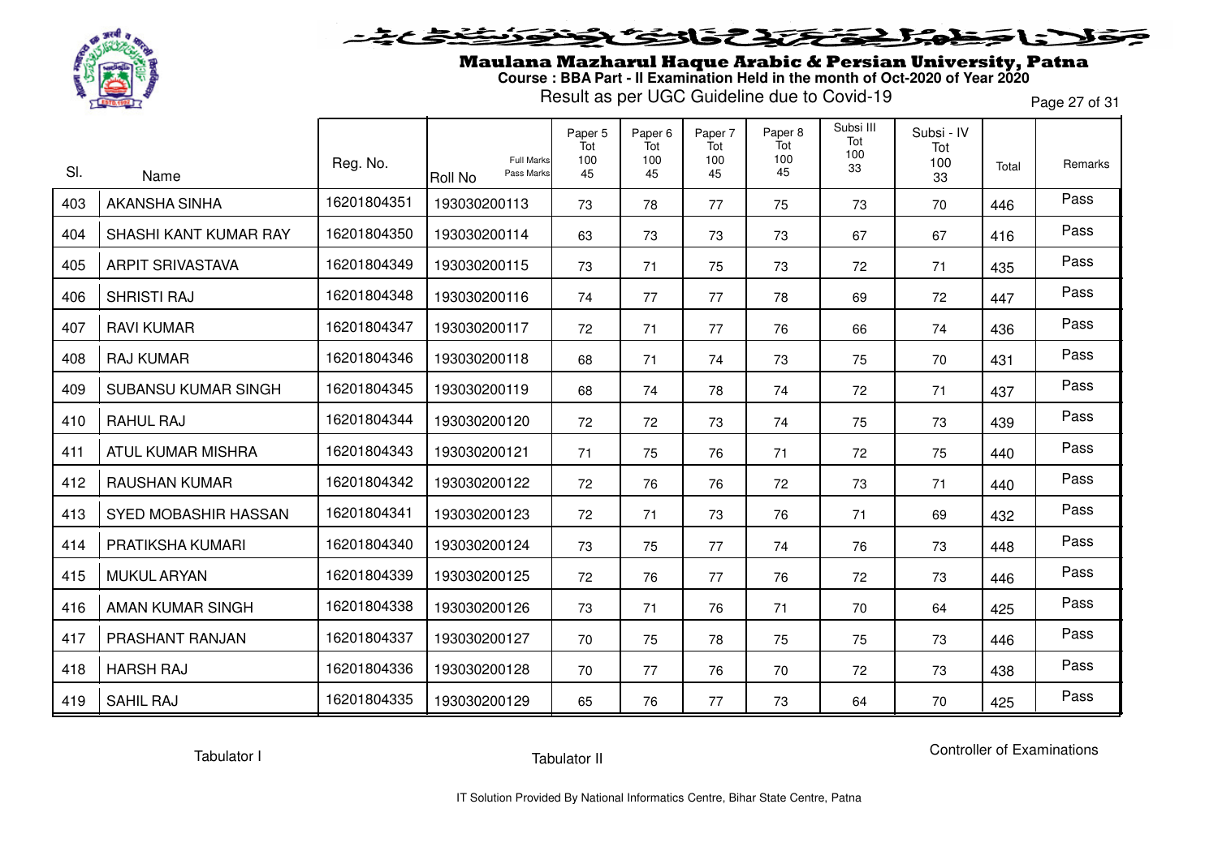# Maulana Mazharul Haque Arabic & Persian University, Patna

**Course : BBA Part - II Examination Held in the month of Oct-2020 of Year 2020**

Result as per UGC Guideline due to Covid-19

| Sl. | Name | Reg. No. | Roll No (Full Marks / Pass Marks) | Paper 5 Tot 100 45 | Paper 6 Tot 100 45 | Paper 7 Tot 100 45 | Paper 8 Tot 100 45 | Subsi III Tot 100 33 | Subsi - IV Tot 100 33 | Total | Remarks |
|---|---|---|---|---|---|---|---|---|---|---|---|
| 403 | AKANSHA SINHA | 16201804351 | 193030200113 | 73 | 78 | 77 | 75 | 73 | 70 | 446 | Pass |
| 404 | SHASHI KANT KUMAR RAY | 16201804350 | 193030200114 | 63 | 73 | 73 | 73 | 67 | 67 | 416 | Pass |
| 405 | ARPIT SRIVASTAVA | 16201804349 | 193030200115 | 73 | 71 | 75 | 73 | 72 | 71 | 435 | Pass |
| 406 | SHRISTI RAJ | 16201804348 | 193030200116 | 74 | 77 | 77 | 78 | 69 | 72 | 447 | Pass |
| 407 | RAVI KUMAR | 16201804347 | 193030200117 | 72 | 71 | 77 | 76 | 66 | 74 | 436 | Pass |
| 408 | RAJ KUMAR | 16201804346 | 193030200118 | 68 | 71 | 74 | 73 | 75 | 70 | 431 | Pass |
| 409 | SUBANSU KUMAR SINGH | 16201804345 | 193030200119 | 68 | 74 | 78 | 74 | 72 | 71 | 437 | Pass |
| 410 | RAHUL RAJ | 16201804344 | 193030200120 | 72 | 72 | 73 | 74 | 75 | 73 | 439 | Pass |
| 411 | ATUL KUMAR MISHRA | 16201804343 | 193030200121 | 71 | 75 | 76 | 71 | 72 | 75 | 440 | Pass |
| 412 | RAUSHAN KUMAR | 16201804342 | 193030200122 | 72 | 76 | 76 | 72 | 73 | 71 | 440 | Pass |
| 413 | SYED MOBASHIR HASSAN | 16201804341 | 193030200123 | 72 | 71 | 73 | 76 | 71 | 69 | 432 | Pass |
| 414 | PRATIKSHA KUMARI | 16201804340 | 193030200124 | 73 | 75 | 77 | 74 | 76 | 73 | 448 | Pass |
| 415 | MUKUL ARYAN | 16201804339 | 193030200125 | 72 | 76 | 77 | 76 | 72 | 73 | 446 | Pass |
| 416 | AMAN KUMAR SINGH | 16201804338 | 193030200126 | 73 | 71 | 76 | 71 | 70 | 64 | 425 | Pass |
| 417 | PRASHANT RANJAN | 16201804337 | 193030200127 | 70 | 75 | 78 | 75 | 75 | 73 | 446 | Pass |
| 418 | HARSH RAJ | 16201804336 | 193030200128 | 70 | 77 | 76 | 70 | 72 | 73 | 438 | Pass |
| 419 | SAHIL RAJ | 16201804335 | 193030200129 | 65 | 76 | 77 | 73 | 64 | 70 | 425 | Pass |

Tabulator I Tabulator II Controller of Examinations

IT Solution Provided By National Informatics Centre, Bihar State Centre, Patna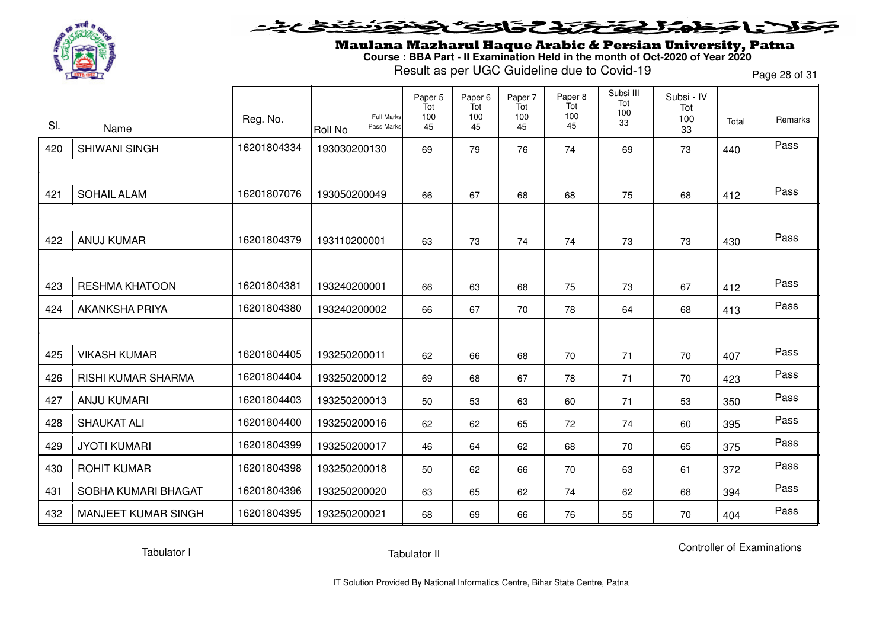# Maulana Mazharul Haque Arabic & Persian University, Patna

**Course : BBA Part - II Examination Held in the month of Oct-2020 of Year 2020**

Result as per UGC Guideline due to Covid-19

| Sl. | Name | Reg. No. | Roll No (Full Marks / Pass Marks) | Paper 5 Tot 100 45 | Paper 6 Tot 100 45 | Paper 7 Tot 100 45 | Paper 8 Tot 100 45 | Subsi III Tot 100 33 | Subsi - IV Tot 100 33 | Total | Remarks |
|---|---|---|---|---|---|---|---|---|---|---|---|
| 420 | SHIWANI SINGH | 16201804334 | 193030200130 | 69 | 79 | 76 | 74 | 69 | 73 | 440 | Pass |
| 421 | SOHAIL ALAM | 16201807076 | 193050200049 | 66 | 67 | 68 | 68 | 75 | 68 | 412 | Pass |
| 422 | ANUJ KUMAR | 16201804379 | 193110200001 | 63 | 73 | 74 | 74 | 73 | 73 | 430 | Pass |
| 423 | RESHMA KHATOON | 16201804381 | 193240200001 | 66 | 63 | 68 | 75 | 73 | 67 | 412 | Pass |
| 424 | AKANKSHA PRIYA | 16201804380 | 193240200002 | 66 | 67 | 70 | 78 | 64 | 68 | 413 | Pass |
| 425 | VIKASH KUMAR | 16201804405 | 193250200011 | 62 | 66 | 68 | 70 | 71 | 70 | 407 | Pass |
| 426 | RISHI KUMAR SHARMA | 16201804404 | 193250200012 | 69 | 68 | 67 | 78 | 71 | 70 | 423 | Pass |
| 427 | ANJU KUMARI | 16201804403 | 193250200013 | 50 | 53 | 63 | 60 | 71 | 53 | 350 | Pass |
| 428 | SHAUKAT ALI | 16201804400 | 193250200016 | 62 | 62 | 65 | 72 | 74 | 60 | 395 | Pass |
| 429 | JYOTI KUMARI | 16201804399 | 193250200017 | 46 | 64 | 62 | 68 | 70 | 65 | 375 | Pass |
| 430 | ROHIT KUMAR | 16201804398 | 193250200018 | 50 | 62 | 66 | 70 | 63 | 61 | 372 | Pass |
| 431 | SOBHA KUMARI BHAGAT | 16201804396 | 193250200020 | 63 | 65 | 62 | 74 | 62 | 68 | 394 | Pass |
| 432 | MANJEET KUMAR SINGH | 16201804395 | 193250200021 | 68 | 69 | 66 | 76 | 55 | 70 | 404 | Pass |

Tabulator I                Tabulator II                Controller of Examinations

IT Solution Provided By National Informatics Centre, Bihar State Centre, Patna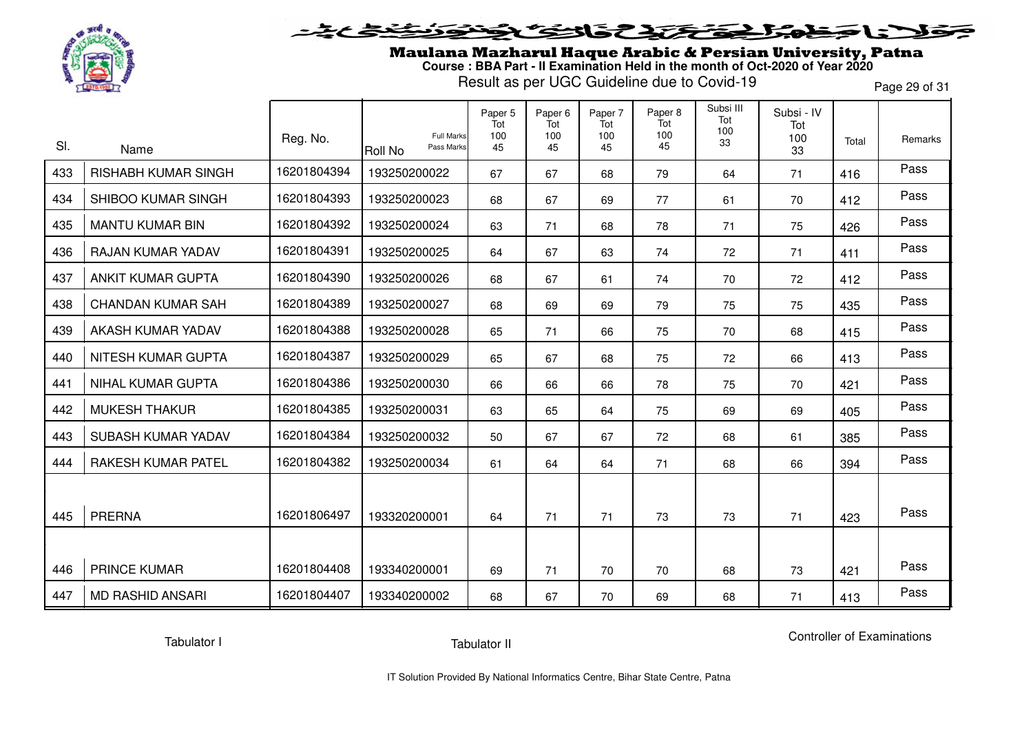# Maulana Mazharul Haque Arabic & Persian University, Patna

**Course : BBA Part - II Examination Held in the month of Oct-2020 of Year 2020**

Result as per UGC Guideline due to Covid-19

| Sl. | Name | Reg. No. | Roll No (Full Marks / Pass Marks) | Paper 5 Tot 100 45 | Paper 6 Tot 100 45 | Paper 7 Tot 100 45 | Paper 8 Tot 100 45 | Subsi III Tot 100 33 | Subsi - IV Tot 100 33 | Total | Remarks |
|---|---|---|---|---|---|---|---|---|---|---|---|
| 433 | RISHABH KUMAR SINGH | 16201804394 | 193250200022 | 67 | 67 | 68 | 79 | 64 | 71 | 416 | Pass |
| 434 | SHIBOO KUMAR SINGH | 16201804393 | 193250200023 | 68 | 67 | 69 | 77 | 61 | 70 | 412 | Pass |
| 435 | MANTU KUMAR BIN | 16201804392 | 193250200024 | 63 | 71 | 68 | 78 | 71 | 75 | 426 | Pass |
| 436 | RAJAN KUMAR YADAV | 16201804391 | 193250200025 | 64 | 67 | 63 | 74 | 72 | 71 | 411 | Pass |
| 437 | ANKIT KUMAR GUPTA | 16201804390 | 193250200026 | 68 | 67 | 61 | 74 | 70 | 72 | 412 | Pass |
| 438 | CHANDAN KUMAR SAH | 16201804389 | 193250200027 | 68 | 69 | 69 | 79 | 75 | 75 | 435 | Pass |
| 439 | AKASH KUMAR YADAV | 16201804388 | 193250200028 | 65 | 71 | 66 | 75 | 70 | 68 | 415 | Pass |
| 440 | NITESH KUMAR GUPTA | 16201804387 | 193250200029 | 65 | 67 | 68 | 75 | 72 | 66 | 413 | Pass |
| 441 | NIHAL KUMAR GUPTA | 16201804386 | 193250200030 | 66 | 66 | 66 | 78 | 75 | 70 | 421 | Pass |
| 442 | MUKESH THAKUR | 16201804385 | 193250200031 | 63 | 65 | 64 | 75 | 69 | 69 | 405 | Pass |
| 443 | SUBASH KUMAR YADAV | 16201804384 | 193250200032 | 50 | 67 | 67 | 72 | 68 | 61 | 385 | Pass |
| 444 | RAKESH KUMAR PATEL | 16201804382 | 193250200034 | 61 | 64 | 64 | 71 | 68 | 66 | 394 | Pass |
| 445 | PRERNA | 16201806497 | 193320200001 | 64 | 71 | 71 | 73 | 73 | 71 | 423 | Pass |
| 446 | PRINCE KUMAR | 16201804408 | 193340200001 | 69 | 71 | 70 | 70 | 68 | 73 | 421 | Pass |
| 447 | MD RASHID ANSARI | 16201804407 | 193340200002 | 68 | 67 | 70 | 69 | 68 | 71 | 413 | Pass |

Tabulator I | Tabulator II | Controller of Examinations

IT Solution Provided By National Informatics Centre, Bihar State Centre, Patna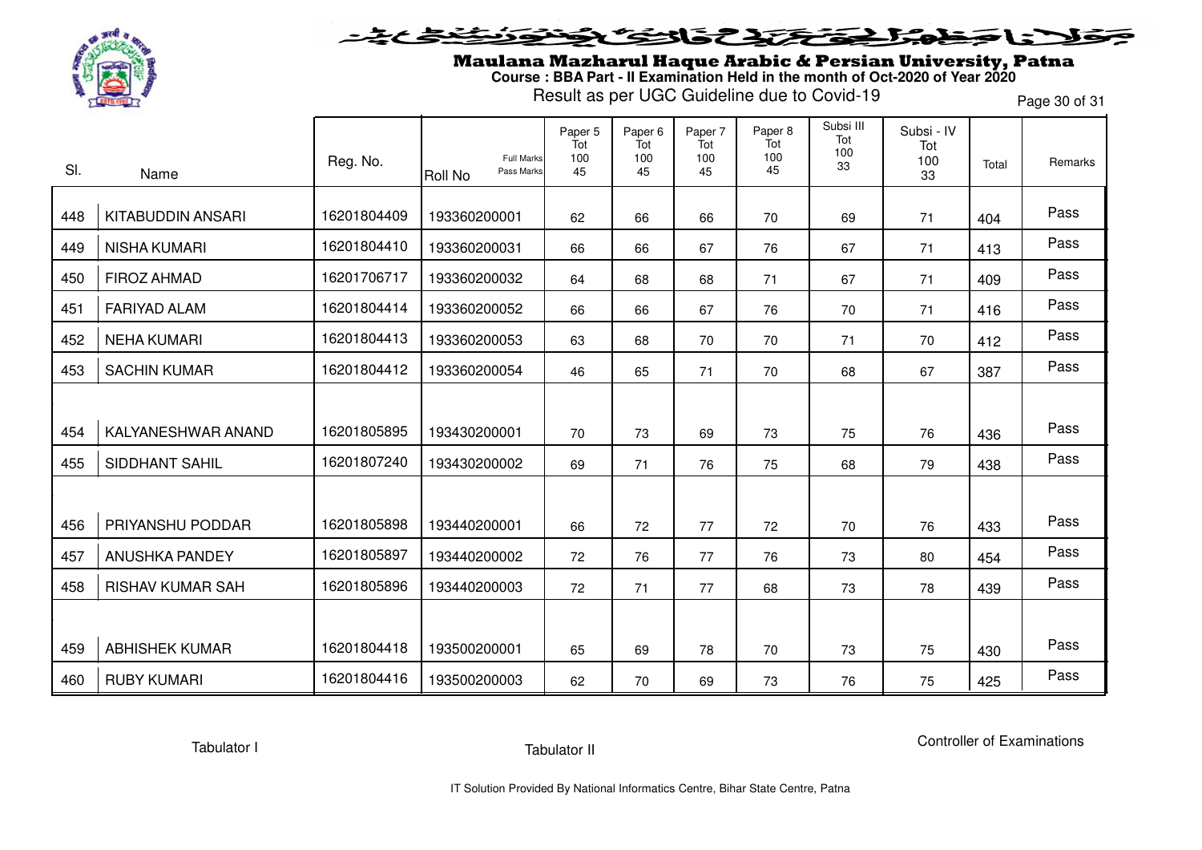# Maulana Mazharul Haque Arabic & Persian University, Patna

**Course : BBA Part - II Examination Held in the month of Oct-2020 of Year 2020**

Result as per UGC Guideline due to Covid-19

| Sl. | Name | Reg. No. | Roll No (Full Marks / Pass Marks) | Paper 5 Tot 100 45 | Paper 6 Tot 100 45 | Paper 7 Tot 100 45 | Paper 8 Tot 100 45 | Subsi III Tot 100 33 | Subsi - IV Tot 100 33 | Total | Remarks |
|---|---|---|---|---|---|---|---|---|---|---|---|
| 448 | KITABUDDIN ANSARI | 16201804409 | 193360200001 | 62 | 66 | 66 | 70 | 69 | 71 | 404 | Pass |
| 449 | NISHA KUMARI | 16201804410 | 193360200031 | 66 | 66 | 67 | 76 | 67 | 71 | 413 | Pass |
| 450 | FIROZ AHMAD | 16201706717 | 193360200032 | 64 | 68 | 68 | 71 | 67 | 71 | 409 | Pass |
| 451 | FARIYAD ALAM | 16201804414 | 193360200052 | 66 | 66 | 67 | 76 | 70 | 71 | 416 | Pass |
| 452 | NEHA KUMARI | 16201804413 | 193360200053 | 63 | 68 | 70 | 70 | 71 | 70 | 412 | Pass |
| 453 | SACHIN KUMAR | 16201804412 | 193360200054 | 46 | 65 | 71 | 70 | 68 | 67 | 387 | Pass |
| 454 | KALYANESHWAR ANAND | 16201805895 | 193430200001 | 70 | 73 | 69 | 73 | 75 | 76 | 436 | Pass |
| 455 | SIDDHANT SAHIL | 16201807240 | 193430200002 | 69 | 71 | 76 | 75 | 68 | 79 | 438 | Pass |
| 456 | PRIYANSHU PODDAR | 16201805898 | 193440200001 | 66 | 72 | 77 | 72 | 70 | 76 | 433 | Pass |
| 457 | ANUSHKA PANDEY | 16201805897 | 193440200002 | 72 | 76 | 77 | 76 | 73 | 80 | 454 | Pass |
| 458 | RISHAV KUMAR SAH | 16201805896 | 193440200003 | 72 | 71 | 77 | 68 | 73 | 78 | 439 | Pass |
| 459 | ABHISHEK KUMAR | 16201804418 | 193500200001 | 65 | 69 | 78 | 70 | 73 | 75 | 430 | Pass |
| 460 | RUBY KUMARI | 16201804416 | 193500200003 | 62 | 70 | 69 | 73 | 76 | 75 | 425 | Pass |

Tabulator I

Tabulator II

Controller of Examinations

IT Solution Provided By National Informatics Centre, Bihar State Centre, Patna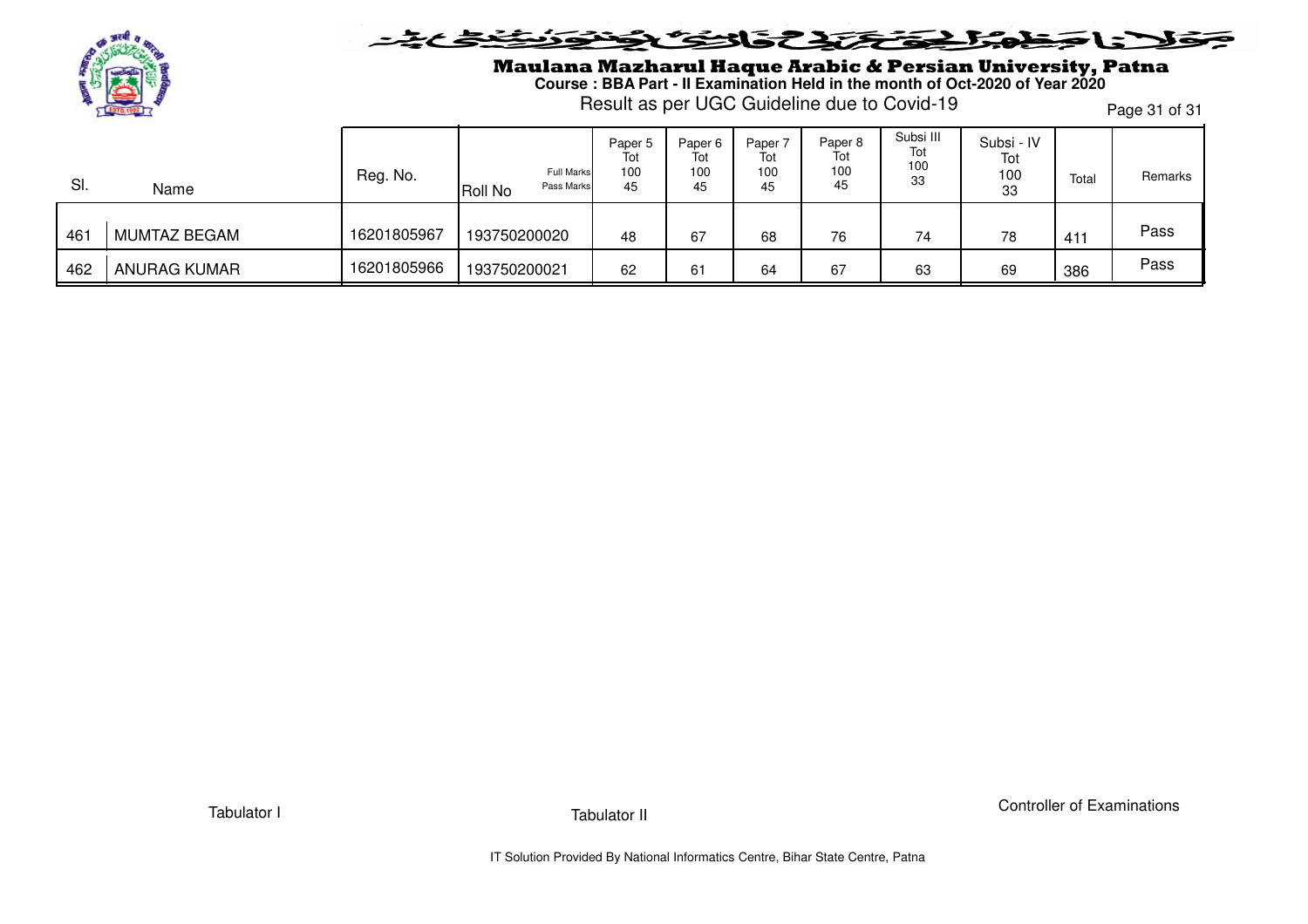# Maulana Mazharul Haque Arabic & Persian University, Patna

**Course : BBA Part - II Examination Held in the month of Oct-2020 of Year 2020**

Result as per UGC Guideline due to Covid-19

| Sl. | Name | Reg. No. | Roll No (Full Marks / Pass Marks) | Paper 5 Tot 100 45 | Paper 6 Tot 100 45 | Paper 7 Tot 100 45 | Paper 8 Tot 100 45 | Subsi III Tot 100 33 | Subsi - IV Tot 100 33 | Total | Remarks |
|---|---|---|---|---|---|---|---|---|---|---|---|
| 461 | MUMTAZ BEGAM | 16201805967 | 193750200020 | 48 | 67 | 68 | 76 | 74 | 78 | 411 | Pass |
| 462 | ANURAG KUMAR | 16201805966 | 193750200021 | 62 | 61 | 64 | 67 | 63 | 69 | 386 | Pass |

Tabulator I

Tabulator II

Controller of Examinations

IT Solution Provided By National Informatics Centre, Bihar State Centre, Patna